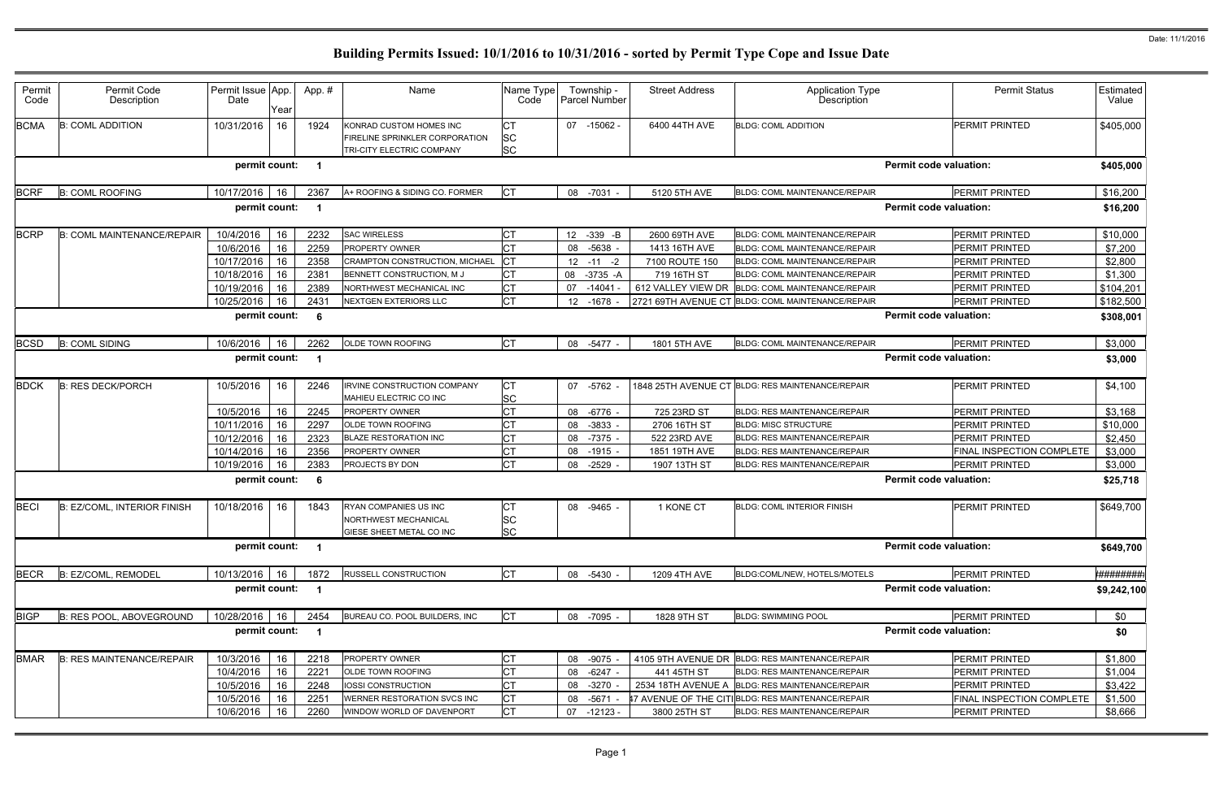Date: 11/1/2016

# Building Permits Issued: 10/1/2016 to 10/31/2016 - sorted by Permit Type Cope and Issue Date

| Permit Code | Permit Code Description | Permit Issue Date | App. Year | App. # | Name | Name Type Code | Township - Parcel Number | Street Address | Application Type Description | Permit Status | Estimated Value |
|---|---|---|---|---|---|---|---|---|---|---|---|
| BCMA | B: COML ADDITION | 10/31/2016 | 16 | 1924 | KONRAD CUSTOM HOMES INC<br>FIRELINE SPRINKLER CORPORATION<br>TRI-CITY ELECTRIC COMPANY | CT<br>SC<br>SC | 07 -15062 - | 6400 44TH AVE | BLDG: COML ADDITION | PERMIT PRINTED | $405,000 |
| | | permit count: | | 1 | | | | | | Permit code valuation: | $405,000 |
| BCRF | B: COML ROOFING | 10/17/2016 | 16 | 2367 | A+ ROOFING & SIDING CO. FORMER | CT | 08 -7031 - | 5120 5TH AVE | BLDG: COML MAINTENANCE/REPAIR | PERMIT PRINTED | $16,200 |
| | | permit count: | | 1 | | | | | | Permit code valuation: | $16,200 |
| BCRP | B: COML MAINTENANCE/REPAIR | 10/4/2016 | 16 | 2232 | SAC WIRELESS | CT | 12 -339 -B | 2600 69TH AVE | BLDG: COML MAINTENANCE/REPAIR | PERMIT PRINTED | $10,000 |
| | | 10/6/2016 | 16 | 2259 | PROPERTY OWNER | CT | 08 -5638 - | 1413 16TH AVE | BLDG: COML MAINTENANCE/REPAIR | PERMIT PRINTED | $7,200 |
| | | 10/17/2016 | 16 | 2358 | CRAMPTON CONSTRUCTION, MICHAEL | CT | 12 -11 -2 | 7100 ROUTE 150 | BLDG: COML MAINTENANCE/REPAIR | PERMIT PRINTED | $2,800 |
| | | 10/18/2016 | 16 | 2381 | BENNETT CONSTRUCTION, M J | CT | 08 -3735 -A | 719 16TH ST | BLDG: COML MAINTENANCE/REPAIR | PERMIT PRINTED | $1,300 |
| | | 10/19/2016 | 16 | 2389 | NORTHWEST MECHANICAL INC | CT | 07 -14041 - | 612 VALLEY VIEW DR | BLDG: COML MAINTENANCE/REPAIR | PERMIT PRINTED | $104,201 |
| | | 10/25/2016 | 16 | 2431 | NEXTGEN EXTERIORS LLC | CT | 12 -1678 - | 2721 69TH AVENUE CT | BLDG: COML MAINTENANCE/REPAIR | PERMIT PRINTED | $182,500 |
| | | permit count: | | 6 | | | | | | Permit code valuation: | $308,001 |
| BCSD | B: COML SIDING | 10/6/2016 | 16 | 2262 | OLDE TOWN ROOFING | CT | 08 -5477 - | 1801 5TH AVE | BLDG: COML MAINTENANCE/REPAIR | PERMIT PRINTED | $3,000 |
| | | permit count: | | 1 | | | | | | Permit code valuation: | $3,000 |
| BDCK | B: RES DECK/PORCH | 10/5/2016 | 16 | 2246 | IRVINE CONSTRUCTION COMPANY<br>MAHIEU ELECTRIC CO INC | CT<br>SC | 07 -5762 - | 1848 25TH AVENUE CT | BLDG: RES MAINTENANCE/REPAIR | PERMIT PRINTED | $4,100 |
| | | 10/5/2016 | 16 | 2245 | PROPERTY OWNER | CT | 08 -6776 - | 725 23RD ST | BLDG: RES MAINTENANCE/REPAIR | PERMIT PRINTED | $3,168 |
| | | 10/11/2016 | 16 | 2297 | OLDE TOWN ROOFING | CT | 08 -3833 - | 2706 16TH ST | BLDG: MISC STRUCTURE | PERMIT PRINTED | $10,000 |
| | | 10/12/2016 | 16 | 2323 | BLAZE RESTORATION INC | CT | 08 -7375 - | 522 23RD AVE | BLDG: RES MAINTENANCE/REPAIR | PERMIT PRINTED | $2,450 |
| | | 10/14/2016 | 16 | 2356 | PROPERTY OWNER | CT | 08 -1915 - | 1851 19TH AVE | BLDG: RES MAINTENANCE/REPAIR | FINAL INSPECTION COMPLETE | $3,000 |
| | | 10/19/2016 | 16 | 2383 | PROJECTS BY DON | CT | 08 -2529 - | 1907 13TH ST | BLDG: RES MAINTENANCE/REPAIR | PERMIT PRINTED | $3,000 |
| | | permit count: | | 6 | | | | | | Permit code valuation: | $25,718 |
| BECI | B: EZ/COML, INTERIOR FINISH | 10/18/2016 | 16 | 1843 | RYAN COMPANIES US INC<br>NORTHWEST MECHANICAL<br>GIESE SHEET METAL CO INC | CT<br>SC<br>SC | 08 -9465 - | 1 KONE CT | BLDG: COML INTERIOR FINISH | PERMIT PRINTED | $649,700 |
| | | permit count: | | 1 | | | | | | Permit code valuation: | $649,700 |
| BECR | B: EZ/COML, REMODEL | 10/13/2016 | 16 | 1872 | RUSSELL CONSTRUCTION | CT | 08 -5430 - | 1209 4TH AVE | BLDG:COML/NEW, HOTELS/MOTELS | PERMIT PRINTED | ######### |
| | | permit count: | | 1 | | | | | | Permit code valuation: | $9,242,100 |
| BIGP | B: RES POOL, ABOVEGROUND | 10/28/2016 | 16 | 2454 | BUREAU CO. POOL BUILDERS, INC | CT | 08 -7095 - | 1828 9TH ST | BLDG: SWIMMING POOL | PERMIT PRINTED | $0 |
| | | permit count: | | 1 | | | | | | Permit code valuation: | $0 |
| BMAR | B: RES MAINTENANCE/REPAIR | 10/3/2016 | 16 | 2218 | PROPERTY OWNER | CT | 08 -9075 - | 4105 9TH AVENUE DR | BLDG: RES MAINTENANCE/REPAIR | PERMIT PRINTED | $1,800 |
| | | 10/4/2016 | 16 | 2221 | OLDE TOWN ROOFING | CT | 08 -6247 - | 441 45TH ST | BLDG: RES MAINTENANCE/REPAIR | PERMIT PRINTED | $1,004 |
| | | 10/5/2016 | 16 | 2248 | IOSSI CONSTRUCTION | CT | 08 -3270 - | 2534 18TH AVENUE A | BLDG: RES MAINTENANCE/REPAIR | PERMIT PRINTED | $3,422 |
| | | 10/5/2016 | 16 | 2251 | WERNER RESTORATION SVCS INC | CT | 08 -5671 - | 47 AVENUE OF THE CITI | BLDG: RES MAINTENANCE/REPAIR | FINAL INSPECTION COMPLETE | $1,500 |
| | | 10/6/2016 | 16 | 2260 | WINDOW WORLD OF DAVENPORT | CT | 07 -12123 - | 3800 25TH ST | BLDG: RES MAINTENANCE/REPAIR | PERMIT PRINTED | $8,666 |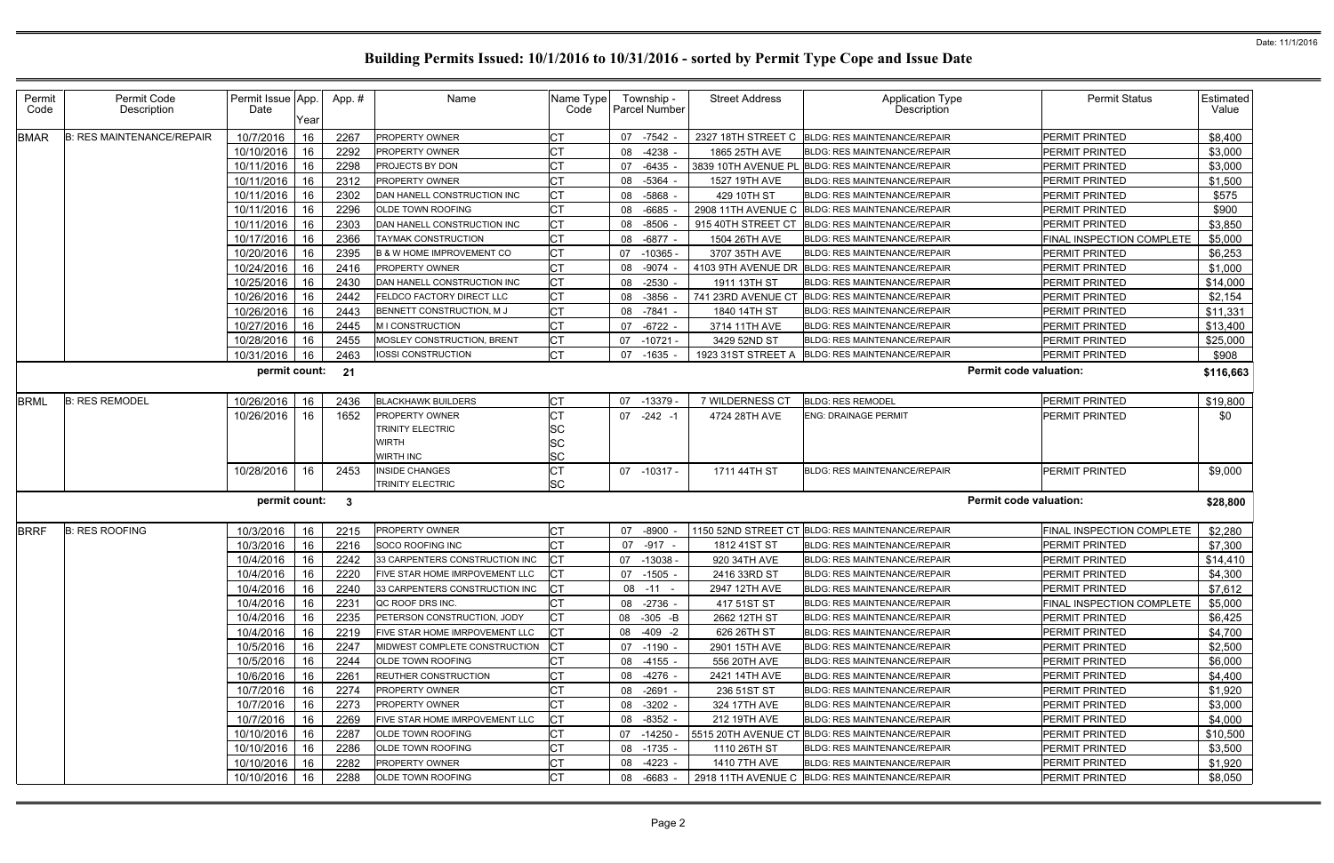# Building Permits Issued: 10/1/2016 to 10/31/2016 - sorted by Permit Type Cope and Issue Date

Date: 11/1/2016

| Permit Code | Permit Code Description | Permit Issue Date | App. Year | App. # | Name | Name Type Code | Township - Parcel Number | Street Address | Application Type Description | Permit Status | Estimated Value |
|---|---|---|---|---|---|---|---|---|---|---|---|
| BMAR | B: RES MAINTENANCE/REPAIR | 10/7/2016 | 16 | 2267 | PROPERTY OWNER | CT | 07 -7542 - | 2327 18TH STREET C | BLDG: RES MAINTENANCE/REPAIR | PERMIT PRINTED | $8,400 |
| | | 10/10/2016 | 16 | 2292 | PROPERTY OWNER | CT | 08 -4238 - | 1865 25TH AVE | BLDG: RES MAINTENANCE/REPAIR | PERMIT PRINTED | $3,000 |
| | | 10/11/2016 | 16 | 2298 | PROJECTS BY DON | CT | 07 -6435 - | 3839 10TH AVENUE PL | BLDG: RES MAINTENANCE/REPAIR | PERMIT PRINTED | $3,000 |
| | | 10/11/2016 | 16 | 2312 | PROPERTY OWNER | CT | 08 -5364 - | 1527 19TH AVE | BLDG: RES MAINTENANCE/REPAIR | PERMIT PRINTED | $1,500 |
| | | 10/11/2016 | 16 | 2302 | DAN HANELL CONSTRUCTION INC | CT | 08 -5868 - | 429 10TH ST | BLDG: RES MAINTENANCE/REPAIR | PERMIT PRINTED | $575 |
| | | 10/11/2016 | 16 | 2296 | OLDE TOWN ROOFING | CT | 08 -6685 - | 2908 11TH AVENUE C | BLDG: RES MAINTENANCE/REPAIR | PERMIT PRINTED | $900 |
| | | 10/11/2016 | 16 | 2303 | DAN HANELL CONSTRUCTION INC | CT | 08 -8506 - | 915 40TH STREET CT | BLDG: RES MAINTENANCE/REPAIR | PERMIT PRINTED | $3,850 |
| | | 10/17/2016 | 16 | 2366 | TAYMAK CONSTRUCTION | CT | 08 -6877 - | 1504 26TH AVE | BLDG: RES MAINTENANCE/REPAIR | FINAL INSPECTION COMPLETE | $5,000 |
| | | 10/20/2016 | 16 | 2395 | B & W HOME IMPROVEMENT CO | CT | 07 -10365 - | 3707 35TH AVE | BLDG: RES MAINTENANCE/REPAIR | PERMIT PRINTED | $6,253 |
| | | 10/24/2016 | 16 | 2416 | PROPERTY OWNER | CT | 08 -9074 - | 4103 9TH AVENUE DR | BLDG: RES MAINTENANCE/REPAIR | PERMIT PRINTED | $1,000 |
| | | 10/25/2016 | 16 | 2430 | DAN HANELL CONSTRUCTION INC | CT | 08 -2530 - | 1911 13TH ST | BLDG: RES MAINTENANCE/REPAIR | PERMIT PRINTED | $14,000 |
| | | 10/26/2016 | 16 | 2442 | FELDCO FACTORY DIRECT LLC | CT | 08 -3856 - | 741 23RD AVENUE CT | BLDG: RES MAINTENANCE/REPAIR | PERMIT PRINTED | $2,154 |
| | | 10/26/2016 | 16 | 2443 | BENNETT CONSTRUCTION, M J | CT | 08 -7841 - | 1840 14TH ST | BLDG: RES MAINTENANCE/REPAIR | PERMIT PRINTED | $11,331 |
| | | 10/27/2016 | 16 | 2445 | M I CONSTRUCTION | CT | 07 -6722 - | 3714 11TH AVE | BLDG: RES MAINTENANCE/REPAIR | PERMIT PRINTED | $13,400 |
| | | 10/28/2016 | 16 | 2455 | MOSLEY CONSTRUCTION, BRENT | CT | 07 -10721 - | 3429 52ND ST | BLDG: RES MAINTENANCE/REPAIR | PERMIT PRINTED | $25,000 |
| | | 10/31/2016 | 16 | 2463 | IOSSI CONSTRUCTION | CT | 07 -1635 - | 1923 31ST STREET A | BLDG: RES MAINTENANCE/REPAIR | PERMIT PRINTED | $908 |
| | | **permit count:** | | **21** | | | | | **Permit code valuation:** | | **$116,663** |
| BRML | B: RES REMODEL | 10/26/2016 | 16 | 2436 | BLACKHAWK BUILDERS | CT | 07 -13379 - | 7 WILDERNESS CT | BLDG: RES REMODEL | PERMIT PRINTED | $19,800 |
| | | 10/26/2016 | 16 | 1652 | PROPERTY OWNER | CT | 07 -242 -1 | 4724 28TH AVE | ENG: DRAINAGE PERMIT | PERMIT PRINTED | $0 |
| | | | | | TRINITY ELECTRIC | SC | | | | | |
| | | | | | WIRTH | SC | | | | | |
| | | | | | WIRTH INC | SC | | | | | |
| | | 10/28/2016 | 16 | 2453 | INSIDE CHANGES | CT | 07 -10317 - | 1711 44TH ST | BLDG: RES MAINTENANCE/REPAIR | PERMIT PRINTED | $9,000 |
| | | | | | TRINITY ELECTRIC | SC | | | | | |
| | | **permit count:** | | **3** | | | | | **Permit code valuation:** | | **$28,800** |
| BRRF | B: RES ROOFING | 10/3/2016 | 16 | 2215 | PROPERTY OWNER | CT | 07 -8900 - | 1150 52ND STREET CT | BLDG: RES MAINTENANCE/REPAIR | FINAL INSPECTION COMPLETE | $2,280 |
| | | 10/3/2016 | 16 | 2216 | SOCO ROOFING INC | CT | 07 -917 - | 1812 41ST ST | BLDG: RES MAINTENANCE/REPAIR | PERMIT PRINTED | $7,300 |
| | | 10/4/2016 | 16 | 2242 | 33 CARPENTERS CONSTRUCTION INC | CT | 07 -13038 - | 920 34TH AVE | BLDG: RES MAINTENANCE/REPAIR | PERMIT PRINTED | $14,410 |
| | | 10/4/2016 | 16 | 2220 | FIVE STAR HOME IMRPOVEMENT LLC | CT | 07 -1505 - | 2416 33RD ST | BLDG: RES MAINTENANCE/REPAIR | PERMIT PRINTED | $4,300 |
| | | 10/4/2016 | 16 | 2240 | 33 CARPENTERS CONSTRUCTION INC | CT | 08 -11 - | 2947 12TH AVE | BLDG: RES MAINTENANCE/REPAIR | PERMIT PRINTED | $7,612 |
| | | 10/4/2016 | 16 | 2231 | QC ROOF DRS INC. | CT | 08 -2736 - | 417 51ST ST | BLDG: RES MAINTENANCE/REPAIR | FINAL INSPECTION COMPLETE | $5,000 |
| | | 10/4/2016 | 16 | 2235 | PETERSON CONSTRUCTION, JODY | CT | 08 -305 -B | 2662 12TH ST | BLDG: RES MAINTENANCE/REPAIR | PERMIT PRINTED | $6,425 |
| | | 10/4/2016 | 16 | 2219 | FIVE STAR HOME IMRPOVEMENT LLC | CT | 08 -409 -2 | 626 26TH ST | BLDG: RES MAINTENANCE/REPAIR | PERMIT PRINTED | $4,700 |
| | | 10/5/2016 | 16 | 2247 | MIDWEST COMPLETE CONSTRUCTION | CT | 07 -1190 - | 2901 15TH AVE | BLDG: RES MAINTENANCE/REPAIR | PERMIT PRINTED | $2,500 |
| | | 10/5/2016 | 16 | 2244 | OLDE TOWN ROOFING | CT | 08 -4155 - | 556 20TH AVE | BLDG: RES MAINTENANCE/REPAIR | PERMIT PRINTED | $6,000 |
| | | 10/6/2016 | 16 | 2261 | REUTHER CONSTRUCTION | CT | 08 -4276 - | 2421 14TH AVE | BLDG: RES MAINTENANCE/REPAIR | PERMIT PRINTED | $4,400 |
| | | 10/7/2016 | 16 | 2274 | PROPERTY OWNER | CT | 08 -2691 - | 236 51ST ST | BLDG: RES MAINTENANCE/REPAIR | PERMIT PRINTED | $1,920 |
| | | 10/7/2016 | 16 | 2273 | PROPERTY OWNER | CT | 08 -3202 - | 324 17TH AVE | BLDG: RES MAINTENANCE/REPAIR | PERMIT PRINTED | $3,000 |
| | | 10/7/2016 | 16 | 2269 | FIVE STAR HOME IMRPOVEMENT LLC | CT | 08 -8352 - | 212 19TH AVE | BLDG: RES MAINTENANCE/REPAIR | PERMIT PRINTED | $4,000 |
| | | 10/10/2016 | 16 | 2287 | OLDE TOWN ROOFING | CT | 07 -14250 - | 5515 20TH AVENUE CT | BLDG: RES MAINTENANCE/REPAIR | PERMIT PRINTED | $10,500 |
| | | 10/10/2016 | 16 | 2286 | OLDE TOWN ROOFING | CT | 08 -1735 - | 1110 26TH ST | BLDG: RES MAINTENANCE/REPAIR | PERMIT PRINTED | $3,500 |
| | | 10/10/2016 | 16 | 2282 | PROPERTY OWNER | CT | 08 -4223 - | 1410 7TH AVE | BLDG: RES MAINTENANCE/REPAIR | PERMIT PRINTED | $1,920 |
| | | 10/10/2016 | 16 | 2288 | OLDE TOWN ROOFING | CT | 08 -6683 - | 2918 11TH AVENUE C | BLDG: RES MAINTENANCE/REPAIR | PERMIT PRINTED | $8,050 |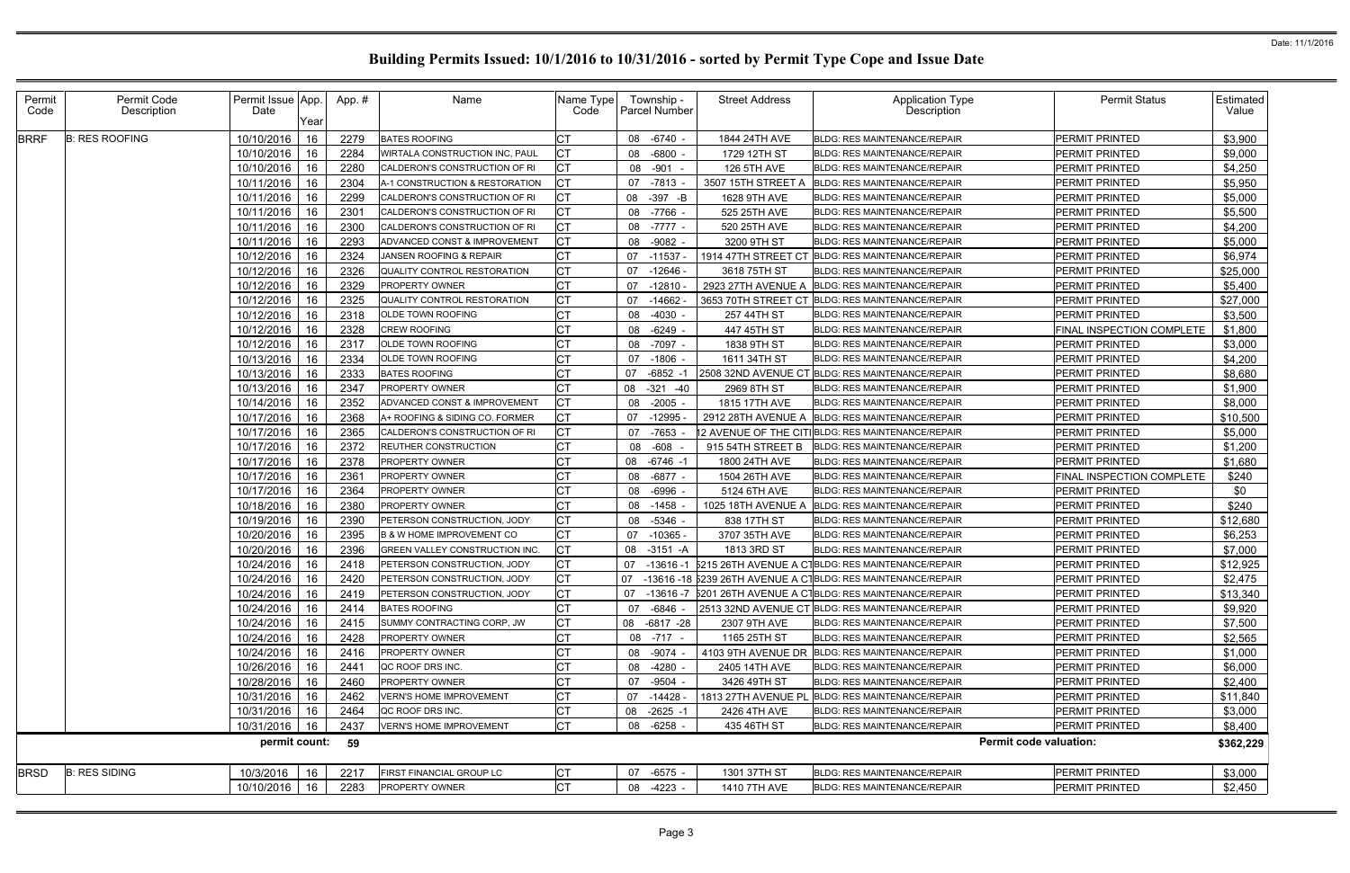# Building Permits Issued: 10/1/2016 to 10/31/2016 - sorted by Permit Type Cope and Issue Date

| Permit Code | Permit Code Description | Permit Issue Date | App. Year | App. # | Name | Name Type Code | Township - Parcel Number | Street Address | Application Type Description | Permit Status | Estimated Value |
|---|---|---|---|---|---|---|---|---|---|---|---|
| BRRF | B: RES ROOFING | 10/10/2016 | 16 | 2279 | BATES ROOFING | CT | 08 -6740 - | 1844 24TH AVE | BLDG: RES MAINTENANCE/REPAIR | PERMIT PRINTED | $3,900 |
| | | 10/10/2016 | 16 | 2284 | WIRTALA CONSTRUCTION INC, PAUL | CT | 08 -6800 - | 1729 12TH ST | BLDG: RES MAINTENANCE/REPAIR | PERMIT PRINTED | $9,000 |
| | | 10/10/2016 | 16 | 2280 | CALDERON'S CONSTRUCTION OF RI | CT | 08 -901 - | 126 5TH AVE | BLDG: RES MAINTENANCE/REPAIR | PERMIT PRINTED | $4,250 |
| | | 10/11/2016 | 16 | 2304 | A-1 CONSTRUCTION & RESTORATION | CT | 07 -7813 - | 3507 15TH STREET A | BLDG: RES MAINTENANCE/REPAIR | PERMIT PRINTED | $5,950 |
| | | 10/11/2016 | 16 | 2299 | CALDERON'S CONSTRUCTION OF RI | CT | 08 -397 -B | 1628 9TH AVE | BLDG: RES MAINTENANCE/REPAIR | PERMIT PRINTED | $5,000 |
| | | 10/11/2016 | 16 | 2301 | CALDERON'S CONSTRUCTION OF RI | CT | 08 -7766 - | 525 25TH AVE | BLDG: RES MAINTENANCE/REPAIR | PERMIT PRINTED | $5,500 |
| | | 10/11/2016 | 16 | 2300 | CALDERON'S CONSTRUCTION OF RI | CT | 08 -7777 - | 520 25TH AVE | BLDG: RES MAINTENANCE/REPAIR | PERMIT PRINTED | $4,200 |
| | | 10/11/2016 | 16 | 2293 | ADVANCED CONST & IMPROVEMENT | CT | 08 -9082 - | 3200 9TH ST | BLDG: RES MAINTENANCE/REPAIR | PERMIT PRINTED | $5,000 |
| | | 10/12/2016 | 16 | 2324 | JANSEN ROOFING & REPAIR | CT | 07 -11537 - | 1914 47TH STREET CT | BLDG: RES MAINTENANCE/REPAIR | PERMIT PRINTED | $6,974 |
| | | 10/12/2016 | 16 | 2326 | QUALITY CONTROL RESTORATION | CT | 07 -12646 - | 3618 75TH ST | BLDG: RES MAINTENANCE/REPAIR | PERMIT PRINTED | $25,000 |
| | | 10/12/2016 | 16 | 2329 | PROPERTY OWNER | CT | 07 -12810 - | 2923 27TH AVENUE A | BLDG: RES MAINTENANCE/REPAIR | PERMIT PRINTED | $5,400 |
| | | 10/12/2016 | 16 | 2325 | QUALITY CONTROL RESTORATION | CT | 07 -14662 - | 3653 70TH STREET CT | BLDG: RES MAINTENANCE/REPAIR | PERMIT PRINTED | $27,000 |
| | | 10/12/2016 | 16 | 2318 | OLDE TOWN ROOFING | CT | 08 -4030 - | 257 44TH ST | BLDG: RES MAINTENANCE/REPAIR | PERMIT PRINTED | $3,500 |
| | | 10/12/2016 | 16 | 2328 | CREW ROOFING | CT | 08 -6249 - | 447 45TH ST | BLDG: RES MAINTENANCE/REPAIR | FINAL INSPECTION COMPLETE | $1,800 |
| | | 10/12/2016 | 16 | 2317 | OLDE TOWN ROOFING | CT | 08 -7097 - | 1838 9TH ST | BLDG: RES MAINTENANCE/REPAIR | PERMIT PRINTED | $3,000 |
| | | 10/13/2016 | 16 | 2334 | OLDE TOWN ROOFING | CT | 07 -1806 - | 1611 34TH ST | BLDG: RES MAINTENANCE/REPAIR | PERMIT PRINTED | $4,200 |
| | | 10/13/2016 | 16 | 2333 | BATES ROOFING | CT | 07 -6852 -1 | 2508 32ND AVENUE CT | BLDG: RES MAINTENANCE/REPAIR | PERMIT PRINTED | $8,680 |
| | | 10/13/2016 | 16 | 2347 | PROPERTY OWNER | CT | 08 -321 -40 | 2969 8TH ST | BLDG: RES MAINTENANCE/REPAIR | PERMIT PRINTED | $1,900 |
| | | 10/14/2016 | 16 | 2352 | ADVANCED CONST & IMPROVEMENT | CT | 08 -2005 - | 1815 17TH AVE | BLDG: RES MAINTENANCE/REPAIR | PERMIT PRINTED | $8,000 |
| | | 10/17/2016 | 16 | 2368 | A+ ROOFING & SIDING CO. FORMER | CT | 07 -12995 - | 2912 28TH AVENUE A | BLDG: RES MAINTENANCE/REPAIR | PERMIT PRINTED | $10,500 |
| | | 10/17/2016 | 16 | 2365 | CALDERON'S CONSTRUCTION OF RI | CT | 07 -7653 - | 12 AVENUE OF THE CITI | BLDG: RES MAINTENANCE/REPAIR | PERMIT PRINTED | $5,000 |
| | | 10/17/2016 | 16 | 2372 | REUTHER CONSTRUCTION | CT | 08 -608 - | 915 54TH STREET B | BLDG: RES MAINTENANCE/REPAIR | PERMIT PRINTED | $1,200 |
| | | 10/17/2016 | 16 | 2378 | PROPERTY OWNER | CT | 08 -6746 -1 | 1800 24TH AVE | BLDG: RES MAINTENANCE/REPAIR | PERMIT PRINTED | $1,680 |
| | | 10/17/2016 | 16 | 2361 | PROPERTY OWNER | CT | 08 -6877 - | 1504 26TH AVE | BLDG: RES MAINTENANCE/REPAIR | FINAL INSPECTION COMPLETE | $240 |
| | | 10/17/2016 | 16 | 2364 | PROPERTY OWNER | CT | 08 -6996 - | 5124 6TH AVE | BLDG: RES MAINTENANCE/REPAIR | PERMIT PRINTED | $0 |
| | | 10/18/2016 | 16 | 2380 | PROPERTY OWNER | CT | 08 -1458 - | 1025 18TH AVENUE A | BLDG: RES MAINTENANCE/REPAIR | PERMIT PRINTED | $240 |
| | | 10/19/2016 | 16 | 2390 | PETERSON CONSTRUCTION, JODY | CT | 08 -5346 - | 838 17TH ST | BLDG: RES MAINTENANCE/REPAIR | PERMIT PRINTED | $12,680 |
| | | 10/20/2016 | 16 | 2395 | B & W HOME IMPROVEMENT CO | CT | 07 -10365 - | 3707 35TH AVE | BLDG: RES MAINTENANCE/REPAIR | PERMIT PRINTED | $6,253 |
| | | 10/20/2016 | 16 | 2396 | GREEN VALLEY CONSTRUCTION INC. | CT | 08 -3151 -A | 1813 3RD ST | BLDG: RES MAINTENANCE/REPAIR | PERMIT PRINTED | $7,000 |
| | | 10/24/2016 | 16 | 2418 | PETERSON CONSTRUCTION, JODY | CT | 07 -13616 -1 | 5215 26TH AVENUE A CT | BLDG: RES MAINTENANCE/REPAIR | PERMIT PRINTED | $12,925 |
| | | 10/24/2016 | 16 | 2420 | PETERSON CONSTRUCTION, JODY | CT | 07 -13616 -18 | 5239 26TH AVENUE A CT | BLDG: RES MAINTENANCE/REPAIR | PERMIT PRINTED | $2,475 |
| | | 10/24/2016 | 16 | 2419 | PETERSON CONSTRUCTION, JODY | CT | 07 -13616 -7 | 5201 26TH AVENUE A CT | BLDG: RES MAINTENANCE/REPAIR | PERMIT PRINTED | $13,340 |
| | | 10/24/2016 | 16 | 2414 | BATES ROOFING | CT | 07 -6846 - | 2513 32ND AVENUE CT | BLDG: RES MAINTENANCE/REPAIR | PERMIT PRINTED | $9,920 |
| | | 10/24/2016 | 16 | 2415 | SUMMY CONTRACTING CORP, JW | CT | 08 -6817 -28 | 2307 9TH AVE | BLDG: RES MAINTENANCE/REPAIR | PERMIT PRINTED | $7,500 |
| | | 10/24/2016 | 16 | 2428 | PROPERTY OWNER | CT | 08 -717 - | 1165 25TH ST | BLDG: RES MAINTENANCE/REPAIR | PERMIT PRINTED | $2,565 |
| | | 10/24/2016 | 16 | 2416 | PROPERTY OWNER | CT | 08 -9074 - | 4103 9TH AVENUE DR | BLDG: RES MAINTENANCE/REPAIR | PERMIT PRINTED | $1,000 |
| | | 10/26/2016 | 16 | 2441 | QC ROOF DRS INC. | CT | 08 -4280 - | 2405 14TH AVE | BLDG: RES MAINTENANCE/REPAIR | PERMIT PRINTED | $6,000 |
| | | 10/28/2016 | 16 | 2460 | PROPERTY OWNER | CT | 07 -9504 - | 3426 49TH ST | BLDG: RES MAINTENANCE/REPAIR | PERMIT PRINTED | $2,400 |
| | | 10/31/2016 | 16 | 2462 | VERN'S HOME IMPROVEMENT | CT | 07 -14428 - | 1813 27TH AVENUE PL | BLDG: RES MAINTENANCE/REPAIR | PERMIT PRINTED | $11,840 |
| | | 10/31/2016 | 16 | 2464 | QC ROOF DRS INC. | CT | 08 -2625 -1 | 2426 4TH AVE | BLDG: RES MAINTENANCE/REPAIR | PERMIT PRINTED | $3,000 |
| | | 10/31/2016 | 16 | 2437 | VERN'S HOME IMPROVEMENT | CT | 08 -6258 - | 435 46TH ST | BLDG: RES MAINTENANCE/REPAIR | PERMIT PRINTED | $8,400 |
| | | permit count: | | 59 | | | | | | Permit code valuation: | $362,229 |
| BRSD | B: RES SIDING | 10/3/2016 | 16 | 2217 | FIRST FINANCIAL GROUP LC | CT | 07 -6575 - | 1301 37TH ST | BLDG: RES MAINTENANCE/REPAIR | PERMIT PRINTED | $3,000 |
| | | 10/10/2016 | 16 | 2283 | PROPERTY OWNER | CT | 08 -4223 - | 1410 7TH AVE | BLDG: RES MAINTENANCE/REPAIR | PERMIT PRINTED | $2,450 |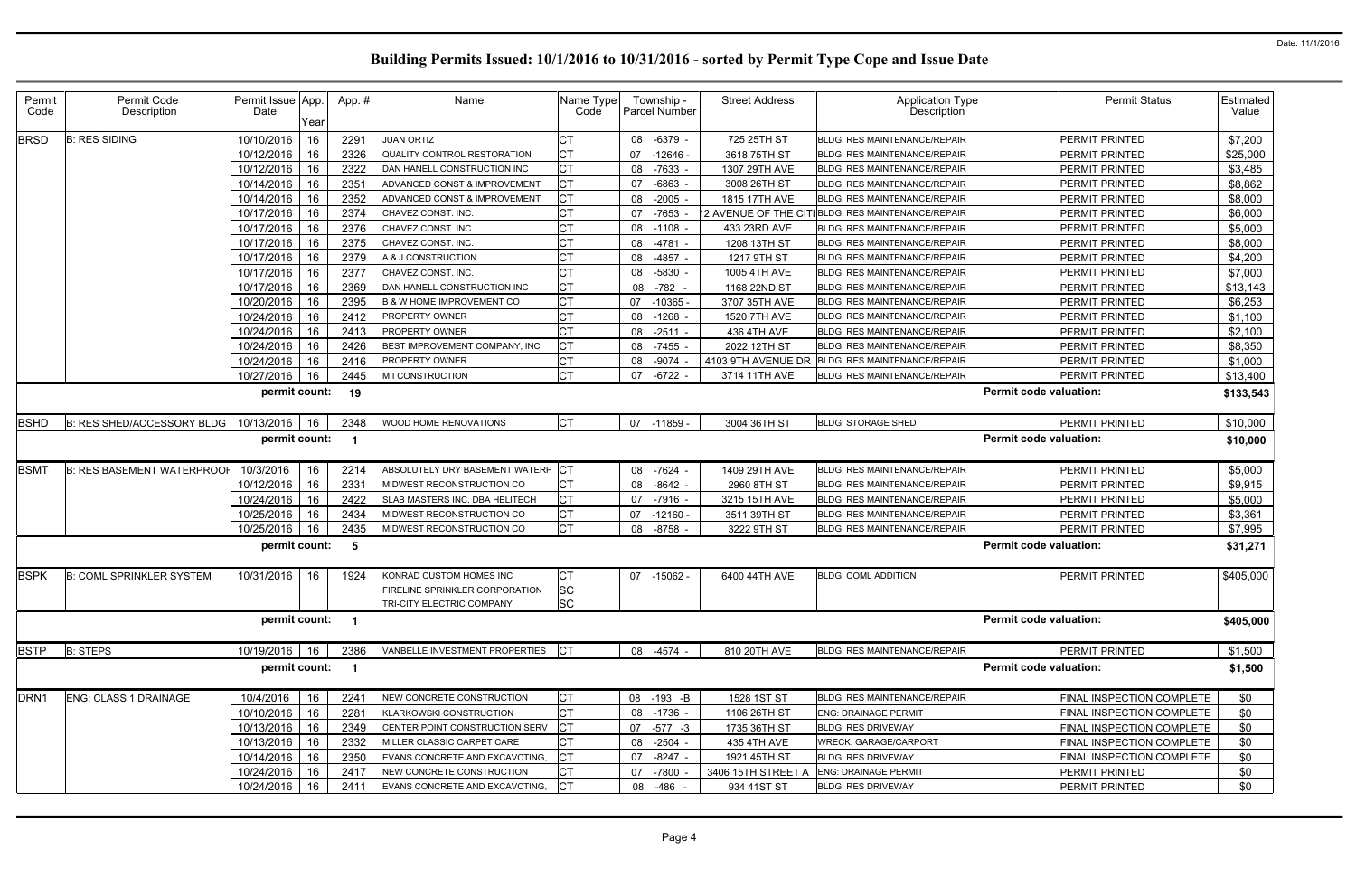# Building Permits Issued: 10/1/2016 to 10/31/2016 - sorted by Permit Type Cope and Issue Date

| Permit Code | Permit Code Description | Permit Issue Date | App. Year | App. # | Name | Name Type Code | Township - Parcel Number | Street Address | Application Type Description | Permit Status | Estimated Value |
|---|---|---|---|---|---|---|---|---|---|---|---|
| BRSD | B: RES SIDING | 10/10/2016 | 16 | 2291 | JUAN ORTIZ | CT | 08 -6379 - | 725 25TH ST | BLDG: RES MAINTENANCE/REPAIR | PERMIT PRINTED | $7,200 |
| | | 10/12/2016 | 16 | 2326 | QUALITY CONTROL RESTORATION | CT | 07 -12646 - | 3618 75TH ST | BLDG: RES MAINTENANCE/REPAIR | PERMIT PRINTED | $25,000 |
| | | 10/12/2016 | 16 | 2322 | DAN HANELL CONSTRUCTION INC | CT | 08 -7633 - | 1307 29TH AVE | BLDG: RES MAINTENANCE/REPAIR | PERMIT PRINTED | $3,485 |
| | | 10/14/2016 | 16 | 2351 | ADVANCED CONST & IMPROVEMENT | CT | 07 -6863 - | 3008 26TH ST | BLDG: RES MAINTENANCE/REPAIR | PERMIT PRINTED | $8,862 |
| | | 10/14/2016 | 16 | 2352 | ADVANCED CONST & IMPROVEMENT | CT | 08 -2005 - | 1815 17TH AVE | BLDG: RES MAINTENANCE/REPAIR | PERMIT PRINTED | $8,000 |
| | | 10/17/2016 | 16 | 2374 | CHAVEZ CONST. INC. | CT | 07 -7653 - | 2 AVENUE OF THE CITI | BLDG: RES MAINTENANCE/REPAIR | PERMIT PRINTED | $6,000 |
| | | 10/17/2016 | 16 | 2376 | CHAVEZ CONST. INC. | CT | 08 -1108 - | 433 23RD AVE | BLDG: RES MAINTENANCE/REPAIR | PERMIT PRINTED | $5,000 |
| | | 10/17/2016 | 16 | 2375 | CHAVEZ CONST. INC. | CT | 08 -4781 - | 1208 13TH ST | BLDG: RES MAINTENANCE/REPAIR | PERMIT PRINTED | $8,000 |
| | | 10/17/2016 | 16 | 2379 | A & J CONSTRUCTION | CT | 08 -4857 - | 1217 9TH ST | BLDG: RES MAINTENANCE/REPAIR | PERMIT PRINTED | $4,200 |
| | | 10/17/2016 | 16 | 2377 | CHAVEZ CONST. INC. | CT | 08 -5830 - | 1005 4TH AVE | BLDG: RES MAINTENANCE/REPAIR | PERMIT PRINTED | $7,000 |
| | | 10/17/2016 | 16 | 2369 | DAN HANELL CONSTRUCTION INC | CT | 08 -782 - | 1168 22ND ST | BLDG: RES MAINTENANCE/REPAIR | PERMIT PRINTED | $13,143 |
| | | 10/20/2016 | 16 | 2395 | B & W HOME IMPROVEMENT CO | CT | 07 -10365 - | 3707 35TH AVE | BLDG: RES MAINTENANCE/REPAIR | PERMIT PRINTED | $6,253 |
| | | 10/24/2016 | 16 | 2412 | PROPERTY OWNER | CT | 08 -1268 - | 1520 7TH AVE | BLDG: RES MAINTENANCE/REPAIR | PERMIT PRINTED | $1,100 |
| | | 10/24/2016 | 16 | 2413 | PROPERTY OWNER | CT | 08 -2511 - | 436 4TH AVE | BLDG: RES MAINTENANCE/REPAIR | PERMIT PRINTED | $2,100 |
| | | 10/24/2016 | 16 | 2426 | BEST IMPROVEMENT COMPANY, INC | CT | 08 -7455 - | 2022 12TH ST | BLDG: RES MAINTENANCE/REPAIR | PERMIT PRINTED | $8,350 |
| | | 10/24/2016 | 16 | 2416 | PROPERTY OWNER | CT | 08 -9074 - | 4103 9TH AVENUE DR | BLDG: RES MAINTENANCE/REPAIR | PERMIT PRINTED | $1,000 |
| | | 10/27/2016 | 16 | 2445 | M I CONSTRUCTION | CT | 07 -6722 - | 3714 11TH AVE | BLDG: RES MAINTENANCE/REPAIR | PERMIT PRINTED | $13,400 |
| | | permit count: | | 19 | | | | | | Permit code valuation: | $133,543 |
| BSHD | B: RES SHED/ACCESSORY BLDG | 10/13/2016 | 16 | 2348 | WOOD HOME RENOVATIONS | CT | 07 -11859 - | 3004 36TH ST | BLDG: STORAGE SHED | PERMIT PRINTED | $10,000 |
| | | permit count: | | 1 | | | | | | Permit code valuation: | $10,000 |
| BSMT | B: RES BASEMENT WATERPROOF | 10/3/2016 | 16 | 2214 | ABSOLUTELY DRY BASEMENT WATERP | CT | 08 -7624 - | 1409 29TH AVE | BLDG: RES MAINTENANCE/REPAIR | PERMIT PRINTED | $5,000 |
| | | 10/12/2016 | 16 | 2331 | MIDWEST RECONSTRUCTION CO | CT | 08 -8642 - | 2960 8TH ST | BLDG: RES MAINTENANCE/REPAIR | PERMIT PRINTED | $9,915 |
| | | 10/24/2016 | 16 | 2422 | SLAB MASTERS INC. DBA HELITECH | CT | 07 -7916 - | 3215 15TH AVE | BLDG: RES MAINTENANCE/REPAIR | PERMIT PRINTED | $5,000 |
| | | 10/25/2016 | 16 | 2434 | MIDWEST RECONSTRUCTION CO | CT | 07 -12160 - | 3511 39TH ST | BLDG: RES MAINTENANCE/REPAIR | PERMIT PRINTED | $3,361 |
| | | 10/25/2016 | 16 | 2435 | MIDWEST RECONSTRUCTION CO | CT | 08 -8758 - | 3222 9TH ST | BLDG: RES MAINTENANCE/REPAIR | PERMIT PRINTED | $7,995 |
| | | permit count: | | 5 | | | | | | Permit code valuation: | $31,271 |
| BSPK | B: COML SPRINKLER SYSTEM | 10/31/2016 | 16 | 1924 | KONRAD CUSTOM HOMES INC<br>FIRELINE SPRINKLER CORPORATION<br>TRI-CITY ELECTRIC COMPANY | CT<br>SC<br>SC | 07 -15062 - | 6400 44TH AVE | BLDG: COML ADDITION | PERMIT PRINTED | $405,000 |
| | | permit count: | | 1 | | | | | | Permit code valuation: | $405,000 |
| BSTP | B: STEPS | 10/19/2016 | 16 | 2386 | VANBELLE INVESTMENT PROPERTIES | CT | 08 -4574 - | 810 20TH AVE | BLDG: RES MAINTENANCE/REPAIR | PERMIT PRINTED | $1,500 |
| | | permit count: | | 1 | | | | | | Permit code valuation: | $1,500 |
| DRN1 | ENG: CLASS 1 DRAINAGE | 10/4/2016 | 16 | 2241 | NEW CONCRETE CONSTRUCTION | CT | 08 -193 -B | 1528 1ST ST | BLDG: RES MAINTENANCE/REPAIR | FINAL INSPECTION COMPLETE | $0 |
| | | 10/10/2016 | 16 | 2281 | KLARKOWSKI CONSTRUCTION | CT | 08 -1736 - | 1106 26TH ST | ENG: DRAINAGE PERMIT | FINAL INSPECTION COMPLETE | $0 |
| | | 10/13/2016 | 16 | 2349 | CENTER POINT CONSTRUCTION SERV | CT | 07 -577 -3 | 1735 36TH ST | BLDG: RES DRIVEWAY | FINAL INSPECTION COMPLETE | $0 |
| | | 10/13/2016 | 16 | 2332 | MILLER CLASSIC CARPET CARE | CT | 08 -2504 - | 435 4TH AVE | WRECK: GARAGE/CARPORT | FINAL INSPECTION COMPLETE | $0 |
| | | 10/14/2016 | 16 | 2350 | EVANS CONCRETE AND EXCAVCTING, | CT | 07 -8247 - | 1921 45TH ST | BLDG: RES DRIVEWAY | FINAL INSPECTION COMPLETE | $0 |
| | | 10/24/2016 | 16 | 2417 | NEW CONCRETE CONSTRUCTION | CT | 07 -7800 - | 3406 15TH STREET A | ENG: DRAINAGE PERMIT | PERMIT PRINTED | $0 |
| | | 10/24/2016 | 16 | 2411 | EVANS CONCRETE AND EXCAVCTING, | CT | 08 -486 - | 934 41ST ST | BLDG: RES DRIVEWAY | PERMIT PRINTED | $0 |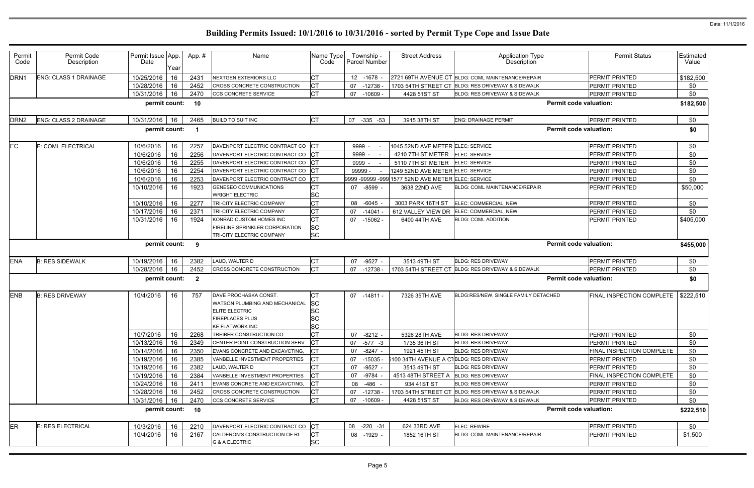# Building Permits Issued: 10/1/2016 to 10/31/2016 - sorted by Permit Type Cope and Issue Date

Date: 11/1/2016

| Permit Code | Permit Code Description | Permit Issue Date | App. Year | App. # | Name | Name Type Code | Township - Parcel Number | Street Address | Application Type Description | Permit Status | Estimated Value |
|---|---|---|---|---|---|---|---|---|---|---|---|
| DRN1 | ENG: CLASS 1 DRAINAGE | 10/25/2016 | 16 | 2431 | NEXTGEN EXTERIORS LLC | CT | 12 -1678 - | 2721 69TH AVENUE CT | BLDG: COML MAINTENANCE/REPAIR | PERMIT PRINTED | $182,500 |
| | | 10/28/2016 | 16 | 2452 | CROSS CONCRETE CONSTRUCTION | CT | 07 -12738 - | 1703 54TH STREET CT | BLDG: RES DRIVEWAY & SIDEWALK | PERMIT PRINTED | $0 |
| | | 10/31/2016 | 16 | 2470 | CCS CONCRETE SERVICE | CT | 07 -10609 - | 4428 51ST ST | BLDG: RES DRIVEWAY & SIDEWALK | PERMIT PRINTED | $0 |
| | | permit count: | | 10 | | | | | Permit code valuation: | | $182,500 |
| DRN2 | ENG: CLASS 2 DRAINAGE | 10/31/2016 | 16 | 2465 | BUILD TO SUIT INC | CT | 07 -335 -53 | 3915 38TH ST | ENG: DRAINAGE PERMIT | PERMIT PRINTED | $0 |
| | | permit count: | | 1 | | | | | Permit code valuation: | | $0 |
| EC | E: COML ELECTRICAL | 10/6/2016 | 16 | 2257 | DAVENPORT ELECTRIC CONTRACT CO | CT | 9999 - - | 1045 52ND AVE METER | ELEC: SERVICE | PERMIT PRINTED | $0 |
| | | 10/6/2016 | 16 | 2256 | DAVENPORT ELECTRIC CONTRACT CO | CT | 9999 - - | 4210 7TH ST METER | ELEC: SERVICE | PERMIT PRINTED | $0 |
| | | 10/6/2016 | 16 | 2255 | DAVENPORT ELECTRIC CONTRACT CO | CT | 9999 - - | 5110 7TH ST METER | ELEC: SERVICE | PERMIT PRINTED | $0 |
| | | 10/6/2016 | 16 | 2254 | DAVENPORT ELECTRIC CONTRACT CO | CT | 99999 - - | 1249 52ND AVE METER | ELEC: SERVICE | PERMIT PRINTED | $0 |
| | | 10/6/2016 | 16 | 2253 | DAVENPORT ELECTRIC CONTRACT CO | CT | 9999 -99999 -999 | 1577 52ND AVE METER | ELEC: SERVICE | PERMIT PRINTED | $0 |
| | | 10/10/2016 | 16 | 1923 | GENESEO COMMUNICATIONS<br>WRIGHT ELECTRIC | CT<br>SC | 07 -8599 - | 3638 22ND AVE | BLDG: COML MAINTENANCE/REPAIR | PERMIT PRINTED | $50,000 |
| | | 10/10/2016 | 16 | 2277 | TRI-CITY ELECTRIC COMPANY | CT | 08 -6045 - | 3003 PARK 16TH ST | ELEC: COMMERCIAL, NEW | PERMIT PRINTED | $0 |
| | | 10/17/2016 | 16 | 2371 | TRI-CITY ELECTRIC COMPANY | CT | 07 -14041 - | 612 VALLEY VIEW DR | ELEC: COMMERCIAL, NEW | PERMIT PRINTED | $0 |
| | | 10/31/2016 | 16 | 1924 | KONRAD CUSTOM HOMES INC<br>FIRELINE SPRINKLER CORPORATION<br>TRI-CITY ELECTRIC COMPANY | CT<br>SC<br>SC | 07 -15062 - | 6400 44TH AVE | BLDG: COML ADDITION | PERMIT PRINTED | $405,000 |
| | | permit count: | | 9 | | | | | Permit code valuation: | | $455,000 |
| ENA | B: RES SIDEWALK | 10/19/2016 | 16 | 2382 | LAUD, WALTER D | CT | 07 -9527 - | 3513 49TH ST | BLDG: RES DRIVEWAY | PERMIT PRINTED | $0 |
| | | 10/28/2016 | 16 | 2452 | CROSS CONCRETE CONSTRUCTION | CT | 07 -12738 - | 1703 54TH STREET CT | BLDG: RES DRIVEWAY & SIDEWALK | PERMIT PRINTED | $0 |
| | | permit count: | | 2 | | | | | Permit code valuation: | | $0 |
| ENB | B: RES DRIVEWAY | 10/4/2016 | 16 | 757 | DAVE PROCHASKA CONST.<br>WATSON PLUMBING AND MECHANICAL<br>ELITE ELECTRIC<br>FIREPLACES PLUS<br>KE FLATWORK INC | CT<br>SC<br>SC<br>SC<br>SC | 07 -14811 - | 7326 35TH AVE | BLDG:RES/NEW, SINGLE FAMILY DETACHED | FINAL INSPECTION COMPLETE | $222,510 |
| | | 10/7/2016 | 16 | 2268 | TREIBER CONSTRUCTION CO | CT | 07 -8212 - | 5326 28TH AVE | BLDG: RES DRIVEWAY | PERMIT PRINTED | $0 |
| | | 10/13/2016 | 16 | 2349 | CENTER POINT CONSTRUCTION SERV | CT | 07 -577 -3 | 1735 36TH ST | BLDG: RES DRIVEWAY | PERMIT PRINTED | $0 |
| | | 10/14/2016 | 16 | 2350 | EVANS CONCRETE AND EXCAVCTING, | CT | 07 -8247 - | 1921 45TH ST | BLDG: RES DRIVEWAY | FINAL INSPECTION COMPLETE | $0 |
| | | 10/19/2016 | 16 | 2385 | VANBELLE INVESTMENT PROPERTIES | CT | 07 -15035 - | 5100 34TH AVENUE A CT | BLDG: RES DRIVEWAY | PERMIT PRINTED | $0 |
| | | 10/19/2016 | 16 | 2382 | LAUD, WALTER D | CT | 07 -9527 - | 3513 49TH ST | BLDG: RES DRIVEWAY | PERMIT PRINTED | $0 |
| | | 10/19/2016 | 16 | 2384 | VANBELLE INVESTMENT PROPERTIES | CT | 07 -9784 - | 4513 48TH STREET A | BLDG: RES DRIVEWAY | FINAL INSPECTION COMPLETE | $0 |
| | | 10/24/2016 | 16 | 2411 | EVANS CONCRETE AND EXCAVCTING, | CT | 08 -486 - | 934 41ST ST | BLDG: RES DRIVEWAY | PERMIT PRINTED | $0 |
| | | 10/28/2016 | 16 | 2452 | CROSS CONCRETE CONSTRUCTION | CT | 07 -12738 - | 1703 54TH STREET CT | BLDG: RES DRIVEWAY & SIDEWALK | PERMIT PRINTED | $0 |
| | | 10/31/2016 | 16 | 2470 | CCS CONCRETE SERVICE | CT | 07 -10609 - | 4428 51ST ST | BLDG: RES DRIVEWAY & SIDEWALK | PERMIT PRINTED | $0 |
| | | permit count: | | 10 | | | | | Permit code valuation: | | $222,510 |
| ER | E: RES ELECTRICAL | 10/3/2016 | 16 | 2210 | DAVENPORT ELECTRIC CONTRACT CO | CT | 08 -220 -31 | 624 33RD AVE | ELEC: REWIRE | PERMIT PRINTED | $0 |
| | | 10/4/2016 | 16 | 2167 | CALDERON'S CONSTRUCTION OF RI<br>G & A ELECTRIC | CT<br>SC | 08 -1929 - | 1852 16TH ST | BLDG: COML MAINTENANCE/REPAIR | PERMIT PRINTED | $1,500 |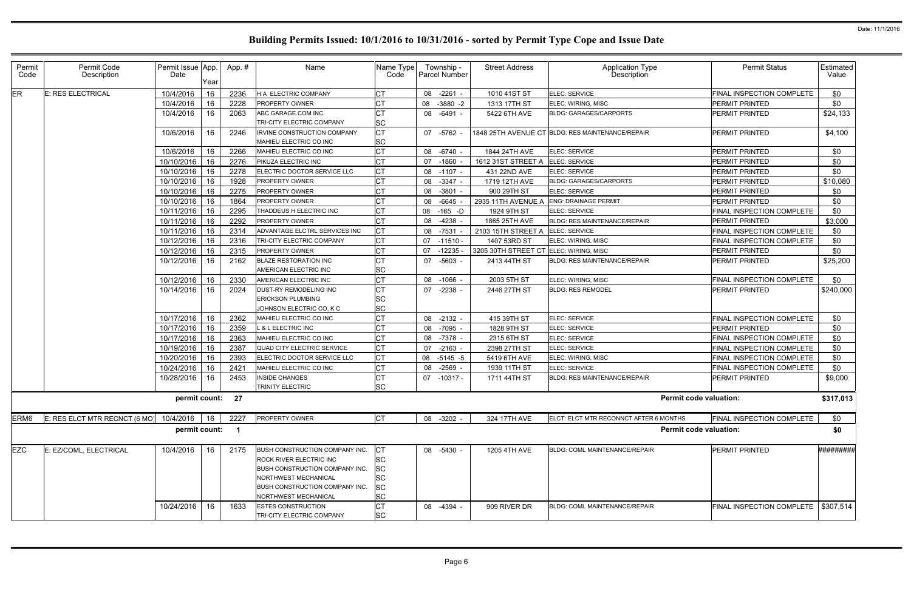Date: 11/1/2016

# Building Permits Issued: 10/1/2016 to 10/31/2016 - sorted by Permit Type Cope and Issue Date

| Permit Code | Permit Code Description | Permit Issue Date | App. Year | App. # | Name | Name Type Code | Township - Parcel Number | Street Address | Application Type Description | Permit Status | Estimated Value |
|---|---|---|---|---|---|---|---|---|---|---|---|
| ER | E: RES ELECTRICAL | 10/4/2016 | 16 | 2236 | H A ELECTRIC COMPANY | CT | 08 -2261 - | 1010 41ST ST | ELEC: SERVICE | FINAL INSPECTION COMPLETE | $0 |
| | | 10/4/2016 | 16 | 2228 | PROPERTY OWNER | CT | 08 -3880 -2 | 1313 17TH ST | ELEC: WIRING, MISC | PERMIT PRINTED | $0 |
| | | 10/4/2016 | 16 | 2063 | ABC GARAGE.COM INC<br>TRI-CITY ELECTRIC COMPANY | CT<br>SC | 08 -6491 - | 5422 6TH AVE | BLDG: GARAGES/CARPORTS | PERMIT PRINTED | $24,133 |
| | | 10/6/2016 | 16 | 2246 | IRVINE CONSTRUCTION COMPANY<br>MAHIEU ELECTRIC CO INC | CT<br>SC | 07 -5762 - | 1848 25TH AVENUE CT | BLDG: RES MAINTENANCE/REPAIR | PERMIT PRINTED | $4,100 |
| | | 10/6/2016 | 16 | 2266 | MAHIEU ELECTRIC CO INC | CT | 08 -6740 - | 1844 24TH AVE | ELEC: SERVICE | PERMIT PRINTED | $0 |
| | | 10/10/2016 | 16 | 2276 | PIKUZA ELECTRIC INC | CT | 07 -1860 - | 1612 31ST STREET A | ELEC: SERVICE | PERMIT PRINTED | $0 |
| | | 10/10/2016 | 16 | 2278 | ELECTRIC DOCTOR SERVICE LLC | CT | 08 -1107 - | 431 22ND AVE | ELEC: SERVICE | PERMIT PRINTED | $0 |
| | | 10/10/2016 | 16 | 1928 | PROPERTY OWNER | CT | 08 -3347 - | 1719 12TH AVE | BLDG: GARAGES/CARPORTS | PERMIT PRINTED | $10,080 |
| | | 10/10/2016 | 16 | 2275 | PROPERTY OWNER | CT | 08 -3801 - | 900 29TH ST | ELEC: SERVICE | PERMIT PRINTED | $0 |
| | | 10/10/2016 | 16 | 1864 | PROPERTY OWNER | CT | 08 -6645 - | 2935 11TH AVENUE A | ENG: DRAINAGE PERMIT | PERMIT PRINTED | $0 |
| | | 10/11/2016 | 16 | 2295 | THADDEUS H ELECTRIC INC | CT | 08 -165 -D | 1924 9TH ST | ELEC: SERVICE | FINAL INSPECTION COMPLETE | $0 |
| | | 10/11/2016 | 16 | 2292 | PROPERTY OWNER | CT | 08 -4238 - | 1865 25TH AVE | BLDG: RES MAINTENANCE/REPAIR | PERMIT PRINTED | $3,000 |
| | | 10/11/2016 | 16 | 2314 | ADVANTAGE ELCTRL SERVICES INC | CT | 08 -7531 - | 2103 15TH STREET A | ELEC: SERVICE | FINAL INSPECTION COMPLETE | $0 |
| | | 10/12/2016 | 16 | 2316 | TRI-CITY ELECTRIC COMPANY | CT | 07 -11510 - | 1407 53RD ST | ELEC: WIRING, MISC | FINAL INSPECTION COMPLETE | $0 |
| | | 10/12/2016 | 16 | 2315 | PROPERTY OWNER | CT | 07 -12235 - | 3205 30TH STREET CT | ELEC: WIRING, MISC | PERMIT PRINTED | $0 |
| | | 10/12/2016 | 16 | 2162 | BLAZE RESTORATION INC<br>AMERICAN ELECTRIC INC | CT<br>SC | 07 -5603 - | 2413 44TH ST | BLDG: RES MAINTENANCE/REPAIR | PERMIT PRINTED | $25,200 |
| | | 10/12/2016 | 16 | 2330 | AMERICAN ELECTRIC INC | CT | 08 -1066 - | 2003 5TH ST | ELEC: WIRING, MISC | FINAL INSPECTION COMPLETE | $0 |
| | | 10/14/2016 | 16 | 2024 | DUST-RY REMODELING INC<br>ERICKSON PLUMBING<br>JOHNSON ELECTRIC CO, K C | CT<br>SC<br>SC | 07 -2238 - | 2446 27TH ST | BLDG: RES REMODEL | PERMIT PRINTED | $240,000 |
| | | 10/17/2016 | 16 | 2362 | MAHIEU ELECTRIC CO INC | CT | 08 -2132 - | 415 39TH ST | ELEC: SERVICE | FINAL INSPECTION COMPLETE | $0 |
| | | 10/17/2016 | 16 | 2359 | L & L ELECTRIC INC | CT | 08 -7095 - | 1828 9TH ST | ELEC: SERVICE | PERMIT PRINTED | $0 |
| | | 10/17/2016 | 16 | 2363 | MAHIEU ELECTRIC CO INC | CT | 08 -7378 - | 2315 6TH ST | ELEC: SERVICE | FINAL INSPECTION COMPLETE | $0 |
| | | 10/19/2016 | 16 | 2387 | QUAD CITY ELECTRIC SERVICE | CT | 07 -2163 - | 2398 27TH ST | ELEC: SERVICE | FINAL INSPECTION COMPLETE | $0 |
| | | 10/20/2016 | 16 | 2393 | ELECTRIC DOCTOR SERVICE LLC | CT | 08 -5145 -5 | 5419 6TH AVE | ELEC: WIRING, MISC | FINAL INSPECTION COMPLETE | $0 |
| | | 10/24/2016 | 16 | 2421 | MAHIEU ELECTRIC CO INC | CT | 08 -2569 - | 1939 11TH ST | ELEC: SERVICE | FINAL INSPECTION COMPLETE | $0 |
| | | 10/28/2016 | 16 | 2453 | INSIDE CHANGES<br>TRINITY ELECTRIC | CT<br>SC | 07 -10317 - | 1711 44TH ST | BLDG: RES MAINTENANCE/REPAIR | PERMIT PRINTED | $9,000 |
| | | **permit count:** | | **27** | | | | | | **Permit code valuation:** | **$317,013** |
| ERM6 | E: RES ELCT MTR RECNCT (6 MO) | 10/4/2016 | 16 | 2227 | PROPERTY OWNER | CT | 08 -3202 - | 324 17TH AVE | ELCT: ELCT MTR RECONNCT AFTER 6 MONTHS | FINAL INSPECTION COMPLETE | $0 |
| | | **permit count:** | | **1** | | | | | | **Permit code valuation:** | **$0** |
| EZC | E: EZ/COML, ELECTRICAL | 10/4/2016 | 16 | 2175 | BUSH CONSTRUCTION COMPANY INC.<br>ROCK RIVER ELECTRIC INC<br>BUSH CONSTRUCTION COMPANY INC.<br>NORTHWEST MECHANICAL<br>BUSH CONSTRUCTION COMPANY INC.<br>NORTHWEST MECHANICAL | CT<br>SC<br>SC<br>SC<br>SC<br>SC | 08 -5430 - | 1205 4TH AVE | BLDG: COML MAINTENANCE/REPAIR | PERMIT PRINTED | ######### |
| | | 10/24/2016 | 16 | 1633 | ESTES CONSTRUCTION<br>TRI-CITY ELECTRIC COMPANY | CT<br>SC | 08 -4394 - | 909 RIVER DR | BLDG: COML MAINTENANCE/REPAIR | FINAL INSPECTION COMPLETE | $307,514 |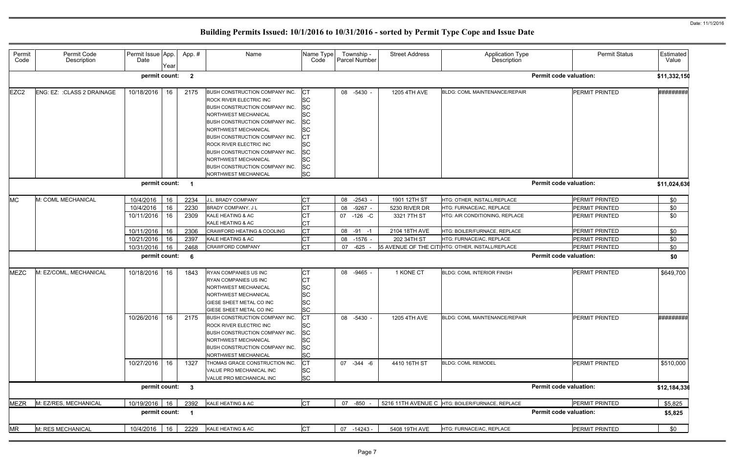# Building Permits Issued: 10/1/2016 to 10/31/2016 - sorted by Permit Type Cope and Issue Date

| Permit Code | Permit Code Description | Permit Issue Date | App. Year | App. # | Name | Name Type Code | Township - Parcel Number | Street Address | Application Type Description | Permit Status | Estimated Value |
|---|---|---|---|---|---|---|---|---|---|---|---|
| | | permit count: | | 2 | | | | | Permit code valuation: | | $11,332,150 |
| EZC2 | ENG: EZ: :CLASS 2 DRAINAGE | 10/18/2016 | 16 | 2175 | BUSH CONSTRUCTION COMPANY INC. | CT | 08 -5430 - | 1205 4TH AVE | BLDG: COML MAINTENANCE/REPAIR | PERMIT PRINTED | ######### |
| | | | | | ROCK RIVER ELECTRIC INC | SC | | | | | |
| | | | | | BUSH CONSTRUCTION COMPANY INC. | SC | | | | | |
| | | | | | NORTHWEST MECHANICAL | SC | | | | | |
| | | | | | BUSH CONSTRUCTION COMPANY INC. | SC | | | | | |
| | | | | | NORTHWEST MECHANICAL | SC | | | | | |
| | | | | | BUSH CONSTRUCTION COMPANY INC. | CT | | | | | |
| | | | | | ROCK RIVER ELECTRIC INC | SC | | | | | |
| | | | | | BUSH CONSTRUCTION COMPANY INC. | SC | | | | | |
| | | | | | NORTHWEST MECHANICAL | SC | | | | | |
| | | | | | BUSH CONSTRUCTION COMPANY INC. | SC | | | | | |
| | | | | | NORTHWEST MECHANICAL | SC | | | | | |
| | | permit count: | | 1 | | | | | Permit code valuation: | | $11,024,636 |
| MC | M: COML MECHANICAL | 10/4/2016 | 16 | 2234 | J.L. BRADY COMPANY | CT | 08 -2543 - | 1901 12TH ST | HTG: OTHER, INSTALL/REPLACE | PERMIT PRINTED | $0 |
| | | 10/4/2016 | 16 | 2230 | BRADY COMPANY, J L | CT | 08 -9267 - | 5230 RIVER DR | HTG: FURNACE/AC, REPLACE | PERMIT PRINTED | $0 |
| | | 10/11/2016 | 16 | 2309 | KALE HEATING & AC | CT | 07 -126 -C | 3321 7TH ST | HTG: AIR CONDITIONING, REPLACE | PERMIT PRINTED | $0 |
| | | | | | KALE HEATING & AC | CT | | | | | |
| | | 10/11/2016 | 16 | 2306 | CRAWFORD HEATING & COOLING | CT | 08 -91 -1 | 2104 18TH AVE | HTG: BOILER/FURNACE, REPLACE | PERMIT PRINTED | $0 |
| | | 10/21/2016 | 16 | 2397 | KALE HEATING & AC | CT | 08 -1576 - | 202 34TH ST | HTG: FURNACE/AC, REPLACE | PERMIT PRINTED | $0 |
| | | 10/31/2016 | 16 | 2468 | CRAWFORD COMPANY | CT | 07 -625 - | 55 AVENUE OF THE CITI | HTG: OTHER, INSTALL/REPLACE | PERMIT PRINTED | $0 |
| | | permit count: | | 6 | | | | | Permit code valuation: | | $0 |
| MEZC | M: EZ/COML, MECHANICAL | 10/18/2016 | 16 | 1843 | RYAN COMPANIES US INC | CT | 08 -9465 - | 1 KONE CT | BLDG: COML INTERIOR FINISH | PERMIT PRINTED | $649,700 |
| | | | | | RYAN COMPANIES US INC | CT | | | | | |
| | | | | | NORTHWEST MECHANICAL | SC | | | | | |
| | | | | | NORTHWEST MECHANICAL | SC | | | | | |
| | | | | | GIESE SHEET METAL CO INC | SC | | | | | |
| | | | | | GIESE SHEET METAL CO INC | SC | | | | | |
| | | 10/26/2016 | 16 | 2175 | BUSH CONSTRUCTION COMPANY INC. | CT | 08 -5430 - | 1205 4TH AVE | BLDG: COML MAINTENANCE/REPAIR | PERMIT PRINTED | ######### |
| | | | | | ROCK RIVER ELECTRIC INC | SC | | | | | |
| | | | | | BUSH CONSTRUCTION COMPANY INC. | SC | | | | | |
| | | | | | NORTHWEST MECHANICAL | SC | | | | | |
| | | | | | BUSH CONSTRUCTION COMPANY INC. | SC | | | | | |
| | | | | | NORTHWEST MECHANICAL | SC | | | | | |
| | | 10/27/2016 | 16 | 1327 | THOMAS GRACE CONSTRUCTION INC. | CT | 07 -344 -6 | 4410 16TH ST | BLDG: COML REMODEL | PERMIT PRINTED | $510,000 |
| | | | | | VALUE PRO MECHANICAL INC | SC | | | | | |
| | | | | | VALUE PRO MECHANICAL INC | SC | | | | | |
| | | permit count: | | 3 | | | | | Permit code valuation: | | $12,184,336 |
| MEZR | M: EZ/RES, MECHANICAL | 10/19/2016 | 16 | 2392 | KALE HEATING & AC | CT | 07 -850 - | 5216 11TH AVENUE C | HTG: BOILER/FURNACE, REPLACE | PERMIT PRINTED | $5,825 |
| | | permit count: | | 1 | | | | | Permit code valuation: | | $5,825 |
| MR | M: RES MECHANICAL | 10/4/2016 | 16 | 2229 | KALE HEATING & AC | CT | 07 -14243 - | 5408 19TH AVE | HTG: FURNACE/AC, REPLACE | PERMIT PRINTED | $0 |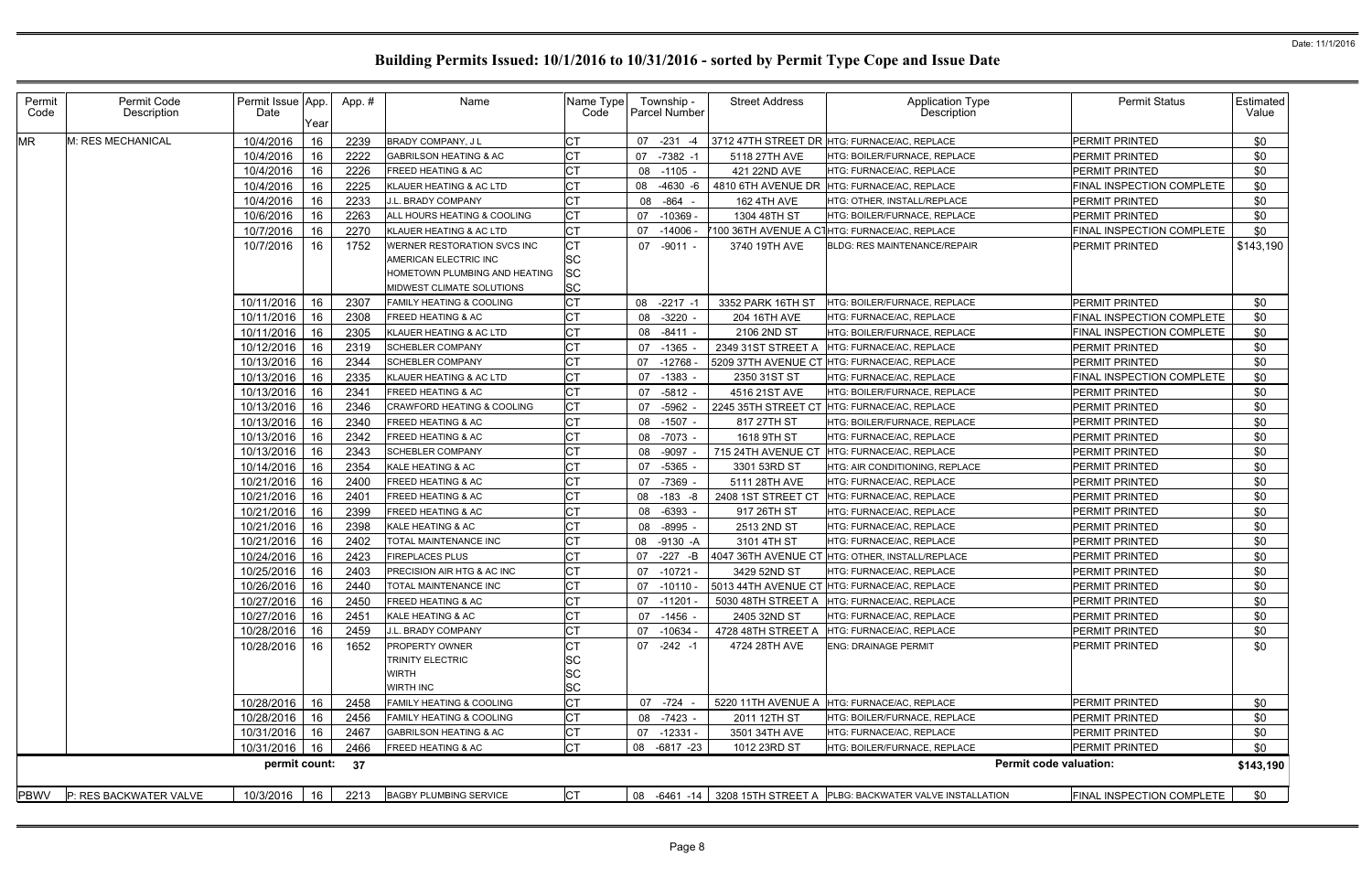Date: 11/1/2016

# Building Permits Issued: 10/1/2016 to 10/31/2016 - sorted by Permit Type Cope and Issue Date

| Permit Code | Permit Code Description | Permit Issue Date | App. Year | App. # | Name | Name Type Code | Township - Parcel Number | Street Address | Application Type Description | Permit Status | Estimated Value |
|---|---|---|---|---|---|---|---|---|---|---|---|
| MR | M: RES MECHANICAL | 10/4/2016 | 16 | 2239 | BRADY COMPANY, J L | CT | 07 -231 -4 | 3712 47TH STREET DR | HTG: FURNACE/AC, REPLACE | PERMIT PRINTED | $0 |
| | | 10/4/2016 | 16 | 2222 | GABRILSON HEATING & AC | CT | 07 -7382 -1 | 5118 27TH AVE | HTG: BOILER/FURNACE, REPLACE | PERMIT PRINTED | $0 |
| | | 10/4/2016 | 16 | 2226 | FREED HEATING & AC | CT | 08 -1105 - | 421 22ND AVE | HTG: FURNACE/AC, REPLACE | PERMIT PRINTED | $0 |
| | | 10/4/2016 | 16 | 2225 | KLAUER HEATING & AC LTD | CT | 08 -4630 -6 | 4810 6TH AVENUE DR | HTG: FURNACE/AC, REPLACE | FINAL INSPECTION COMPLETE | $0 |
| | | 10/4/2016 | 16 | 2233 | J.L. BRADY COMPANY | CT | 08 -864 - | 162 4TH AVE | HTG: OTHER, INSTALL/REPLACE | PERMIT PRINTED | $0 |
| | | 10/6/2016 | 16 | 2263 | ALL HOURS HEATING & COOLING | CT | 07 -10369 - | 1304 48TH ST | HTG: BOILER/FURNACE, REPLACE | PERMIT PRINTED | $0 |
| | | 10/7/2016 | 16 | 2270 | KLAUER HEATING & AC LTD | CT | 07 -14006 - | 7100 36TH AVENUE A CT | HTG: FURNACE/AC, REPLACE | FINAL INSPECTION COMPLETE | $0 |
| | | 10/7/2016 | 16 | 1752 | WERNER RESTORATION SVCS INC | CT | 07 -9011 - | 3740 19TH AVE | BLDG: RES MAINTENANCE/REPAIR | PERMIT PRINTED | $143,190 |
| | | | | | AMERICAN ELECTRIC INC | SC | | | | | |
| | | | | | HOMETOWN PLUMBING AND HEATING | SC | | | | | |
| | | | | | MIDWEST CLIMATE SOLUTIONS | SC | | | | | |
| | | 10/11/2016 | 16 | 2307 | FAMILY HEATING & COOLING | CT | 08 -2217 -1 | 3352 PARK 16TH ST | HTG: BOILER/FURNACE, REPLACE | PERMIT PRINTED | $0 |
| | | 10/11/2016 | 16 | 2308 | FREED HEATING & AC | CT | 08 -3220 - | 204 16TH AVE | HTG: FURNACE/AC, REPLACE | FINAL INSPECTION COMPLETE | $0 |
| | | 10/11/2016 | 16 | 2305 | KLAUER HEATING & AC LTD | CT | 08 -8411 - | 2106 2ND ST | HTG: BOILER/FURNACE, REPLACE | FINAL INSPECTION COMPLETE | $0 |
| | | 10/12/2016 | 16 | 2319 | SCHEBLER COMPANY | CT | 07 -1365 - | 2349 31ST STREET A | HTG: FURNACE/AC, REPLACE | PERMIT PRINTED | $0 |
| | | 10/13/2016 | 16 | 2344 | SCHEBLER COMPANY | CT | 07 -12768 - | 5209 37TH AVENUE CT | HTG: FURNACE/AC, REPLACE | PERMIT PRINTED | $0 |
| | | 10/13/2016 | 16 | 2335 | KLAUER HEATING & AC LTD | CT | 07 -1383 - | 2350 31ST ST | HTG: FURNACE/AC, REPLACE | FINAL INSPECTION COMPLETE | $0 |
| | | 10/13/2016 | 16 | 2341 | FREED HEATING & AC | CT | 07 -5812 - | 4516 21ST AVE | HTG: BOILER/FURNACE, REPLACE | PERMIT PRINTED | $0 |
| | | 10/13/2016 | 16 | 2346 | CRAWFORD HEATING & COOLING | CT | 07 -5962 - | 2245 35TH STREET CT | HTG: FURNACE/AC, REPLACE | PERMIT PRINTED | $0 |
| | | 10/13/2016 | 16 | 2340 | FREED HEATING & AC | CT | 08 -1507 - | 817 27TH ST | HTG: BOILER/FURNACE, REPLACE | PERMIT PRINTED | $0 |
| | | 10/13/2016 | 16 | 2342 | FREED HEATING & AC | CT | 08 -7073 - | 1618 9TH ST | HTG: FURNACE/AC, REPLACE | PERMIT PRINTED | $0 |
| | | 10/13/2016 | 16 | 2343 | SCHEBLER COMPANY | CT | 08 -9097 - | 715 24TH AVENUE CT | HTG: FURNACE/AC, REPLACE | PERMIT PRINTED | $0 |
| | | 10/14/2016 | 16 | 2354 | KALE HEATING & AC | CT | 07 -5365 - | 3301 53RD ST | HTG: AIR CONDITIONING, REPLACE | PERMIT PRINTED | $0 |
| | | 10/21/2016 | 16 | 2400 | FREED HEATING & AC | CT | 07 -7369 - | 5111 28TH AVE | HTG: FURNACE/AC, REPLACE | PERMIT PRINTED | $0 |
| | | 10/21/2016 | 16 | 2401 | FREED HEATING & AC | CT | 08 -183 -8 | 2408 1ST STREET CT | HTG: FURNACE/AC, REPLACE | PERMIT PRINTED | $0 |
| | | 10/21/2016 | 16 | 2399 | FREED HEATING & AC | CT | 08 -6393 - | 917 26TH ST | HTG: FURNACE/AC, REPLACE | PERMIT PRINTED | $0 |
| | | 10/21/2016 | 16 | 2398 | KALE HEATING & AC | CT | 08 -8995 - | 2513 2ND ST | HTG: FURNACE/AC, REPLACE | PERMIT PRINTED | $0 |
| | | 10/21/2016 | 16 | 2402 | TOTAL MAINTENANCE INC | CT | 08 -9130 -A | 3101 4TH ST | HTG: FURNACE/AC, REPLACE | PERMIT PRINTED | $0 |
| | | 10/24/2016 | 16 | 2423 | FIREPLACES PLUS | CT | 07 -227 -B | 4047 36TH AVENUE CT | HTG: OTHER, INSTALL/REPLACE | PERMIT PRINTED | $0 |
| | | 10/25/2016 | 16 | 2403 | PRECISION AIR HTG & AC INC | CT | 07 -10721 - | 3429 52ND ST | HTG: FURNACE/AC, REPLACE | PERMIT PRINTED | $0 |
| | | 10/26/2016 | 16 | 2440 | TOTAL MAINTENANCE INC | CT | 07 -10110 - | 5013 44TH AVENUE CT | HTG: FURNACE/AC, REPLACE | PERMIT PRINTED | $0 |
| | | 10/27/2016 | 16 | 2450 | FREED HEATING & AC | CT | 07 -11201 - | 5030 48TH STREET A | HTG: FURNACE/AC, REPLACE | PERMIT PRINTED | $0 |
| | | 10/27/2016 | 16 | 2451 | KALE HEATING & AC | CT | 07 -1456 - | 2405 32ND ST | HTG: FURNACE/AC, REPLACE | PERMIT PRINTED | $0 |
| | | 10/28/2016 | 16 | 2459 | J.L. BRADY COMPANY | CT | 07 -10634 - | 4728 48TH STREET A | HTG: FURNACE/AC, REPLACE | PERMIT PRINTED | $0 |
| | | 10/28/2016 | 16 | 1652 | PROPERTY OWNER | CT | 07 -242 -1 | 4724 28TH AVE | ENG: DRAINAGE PERMIT | PERMIT PRINTED | $0 |
| | | | | | TRINITY ELECTRIC | SC | | | | | |
| | | | | | WIRTH | SC | | | | | |
| | | | | | WIRTH INC | SC | | | | | |
| | | 10/28/2016 | 16 | 2458 | FAMILY HEATING & COOLING | CT | 07 -724 - | 5220 11TH AVENUE A | HTG: FURNACE/AC, REPLACE | PERMIT PRINTED | $0 |
| | | 10/28/2016 | 16 | 2456 | FAMILY HEATING & COOLING | CT | 08 -7423 - | 2011 12TH ST | HTG: BOILER/FURNACE, REPLACE | PERMIT PRINTED | $0 |
| | | 10/31/2016 | 16 | 2467 | GABRILSON HEATING & AC | CT | 07 -12331 - | 3501 34TH AVE | HTG: FURNACE/AC, REPLACE | PERMIT PRINTED | $0 |
| | | 10/31/2016 | 16 | 2466 | FREED HEATING & AC | CT | 08 -6817 -23 | 1012 23RD ST | HTG: BOILER/FURNACE, REPLACE | PERMIT PRINTED | $0 |
| | | **permit count:** | | **37** | | | | | **Permit code valuation:** | | **$143,190** |
| PBWV | P: RES BACKWATER VALVE | 10/3/2016 | 16 | 2213 | BAGBY PLUMBING SERVICE | CT | 08 -6461 -14 | 3208 15TH STREET A | PLBG: BACKWATER VALVE INSTALLATION | FINAL INSPECTION COMPLETE | $0 |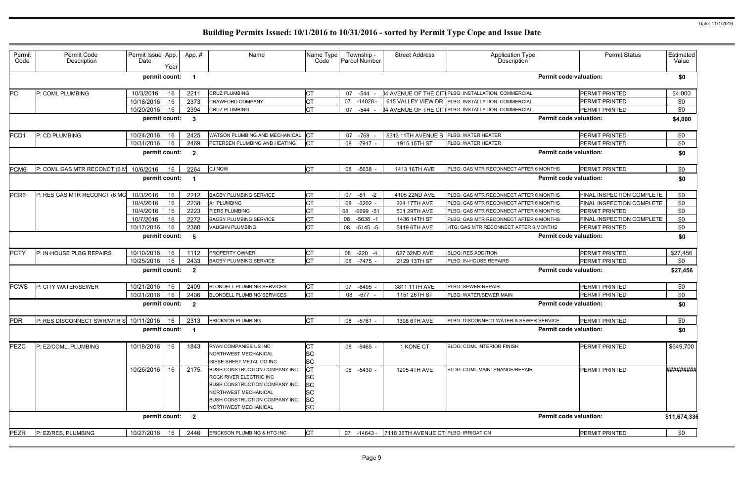# Building Permits Issued: 10/1/2016 to 10/31/2016 - sorted by Permit Type Cope and Issue Date

Date: 11/1/2016

| Permit Code | Permit Code Description | Permit Issue Date | App. Year | App. # | Name | Name Type Code | Township - Parcel Number | Street Address | Application Type Description | Permit Status | Estimated Value |
|---|---|---|---|---|---|---|---|---|---|---|---|
| | | permit count: | | 1 | | | | | Permit code valuation: | | $0 |
| PC | P: COML PLUMBING | 10/3/2016 | 16 | 2211 | CRUZ PLUMBING | CT | 07 -544 - | 04 AVENUE OF THE CITI | PLBG: INSTALLATION, COMMERCIAL | PERMIT PRINTED | $4,000 |
| | | 10/18/2016 | 16 | 2373 | CRAWFORD COMPANY | CT | 07 -14028 - | 615 VALLEY VIEW DR | PLBG: INSTALLATION, COMMERCIAL | PERMIT PRINTED | $0 |
| | | 10/20/2016 | 16 | 2394 | CRUZ PLUMBING | CT | 07 -544 - | 04 AVENUE OF THE CITI | PLBG: INSTALLATION, COMMERCIAL | PERMIT PRINTED | $0 |
| | | permit count: | | 3 | | | | | Permit code valuation: | | $4,000 |
| PCD1 | P: CD PLUMBING | 10/24/2016 | 16 | 2425 | WATSON PLUMBING AND MECHANICAL | CT | 07 -768 - | 5313 11TH AVENUE B | PLBG: WATER HEATER | PERMIT PRINTED | $0 |
| | | 10/31/2016 | 16 | 2469 | PETERSEN PLUMBING AND HEATING | CT | 08 -7917 - | 1915 15TH ST | PLBG: WATER HEATER | PERMIT PRINTED | $0 |
| | | permit count: | | 2 | | | | | Permit code valuation: | | $0 |
| PCM6 | P: COML GAS MTR RECONCT (6 M | 10/6/2016 | 16 | 2264 | CJ NOW | CT | 08 -5638 - | 1413 16TH AVE | PLBG: GAS MTR RECONNECT AFTER 6 MONTHS | PERMIT PRINTED | $0 |
| | | permit count: | | 1 | | | | | Permit code valuation: | | $0 |
| PCR6 | P: RES GAS MTR RECONCT (6 MO | 10/3/2016 | 16 | 2212 | BAGBY PLUMBING SERVICE | CT | 07 -81 -2 | 4105 22ND AVE | PLBG: GAS MTR RECONNECT AFTER 6 MONTHS | FINAL INSPECTION COMPLETE | $0 |
| | | 10/4/2016 | 16 | 2238 | A+ PLUMBING | CT | 08 -3202 - | 324 17TH AVE | PLBG: GAS MTR RECONNECT AFTER 6 MONTHS | FINAL INSPECTION COMPLETE | $0 |
| | | 10/4/2016 | 16 | 2223 | FIERS PLUMBING | CT | 08 -6699 -51 | 501 29TH AVE | PLBG: GAS MTR RECONNECT AFTER 6 MONTHS | PERMIT PRINTED | $0 |
| | | 10/7/2016 | 16 | 2272 | BAGBY PLUMBING SERVICE | CT | 08 -5638 -1 | 1436 14TH ST | PLBG: GAS MTR RECONNECT AFTER 6 MONTHS | FINAL INSPECTION COMPLETE | $0 |
| | | 10/17/2016 | 16 | 2360 | VAUGHN PLUMBING | CT | 08 -5145 -5 | 5419 6TH AVE | HTG: GAS MTR RECONNECT AFTER 6 MONTHS | PERMIT PRINTED | $0 |
| | | permit count: | | 5 | | | | | Permit code valuation: | | $0 |
| PCTY | P: IN-HOUSE PLBG REPAIRS | 10/10/2016 | 16 | 1112 | PROPERTY OWNER | CT | 08 -220 -4 | 627 32ND AVE | BLDG: RES ADDITION | PERMIT PRINTED | $27,456 |
| | | 10/25/2016 | 16 | 2433 | BAGBY PLUMBING SERVICE | CT | 08 -7475 - | 2129 13TH ST | PLBG: IN-HOUSE REPAIRS | PERMIT PRINTED | $0 |
| | | permit count: | | 2 | | | | | Permit code valuation: | | $27,456 |
| PCWS | P: CITY WATER/SEWER | 10/21/2016 | 16 | 2409 | BLONDELL PLUMBING SERVICES | CT | 07 -6495 - | 3811 11TH AVE | PLBG: SEWER REPAIR | PERMIT PRINTED | $0 |
| | | 10/21/2016 | 16 | 2406 | BLONDELL PLUMBING SERVICES | CT | 08 -677 - | 1151 26TH ST | PLBG: WATER/SEWER MAIN | PERMIT PRINTED | $0 |
| | | permit count: | | 2 | | | | | Permit code valuation: | | $0 |
| PDR | P: RES DISCONNECT SWR/WTR S | 10/11/2016 | 16 | 2313 | ERICKSON PLUMBING | CT | 08 -5761 - | 1308 6TH AVE | PLBG: DISCONNECT WATER & SEWER SERVICE | PERMIT PRINTED | $0 |
| | | permit count: | | 1 | | | | | Permit code valuation: | | $0 |
| PEZC | P: EZ/COML, PLUMBING | 10/18/2016 | 16 | 1843 | RYAN COMPANIES US INC | CT | 08 -9465 - | 1 KONE CT | BLDG: COML INTERIOR FINISH | PERMIT PRINTED | $649,700 |
| | | | | | NORTHWEST MECHANICAL | SC | | | | | |
| | | | | | GIESE SHEET METAL CO INC | SC | | | | | |
| | | 10/26/2016 | 16 | 2175 | BUSH CONSTRUCTION COMPANY INC. | CT | 08 -5430 - | 1205 4TH AVE | BLDG: COML MAINTENANCE/REPAIR | PERMIT PRINTED | ######### |
| | | | | | ROCK RIVER ELECTRIC INC | SC | | | | | |
| | | | | | BUSH CONSTRUCTION COMPANY INC. | SC | | | | | |
| | | | | | NORTHWEST MECHANICAL | SC | | | | | |
| | | | | | BUSH CONSTRUCTION COMPANY INC. | SC | | | | | |
| | | | | | NORTHWEST MECHANICAL | SC | | | | | |
| | | permit count: | | 2 | | | | | Permit code valuation: | | $11,674,336 |
| PEZR | P: EZ/RES, PLUMBING | 10/27/2016 | 16 | 2446 | ERICKSON PLUMBING & HTG INC | CT | 07 -14643 - | 7118 36TH AVENUE CT | PLBG: IRRIGATION | PERMIT PRINTED | $0 |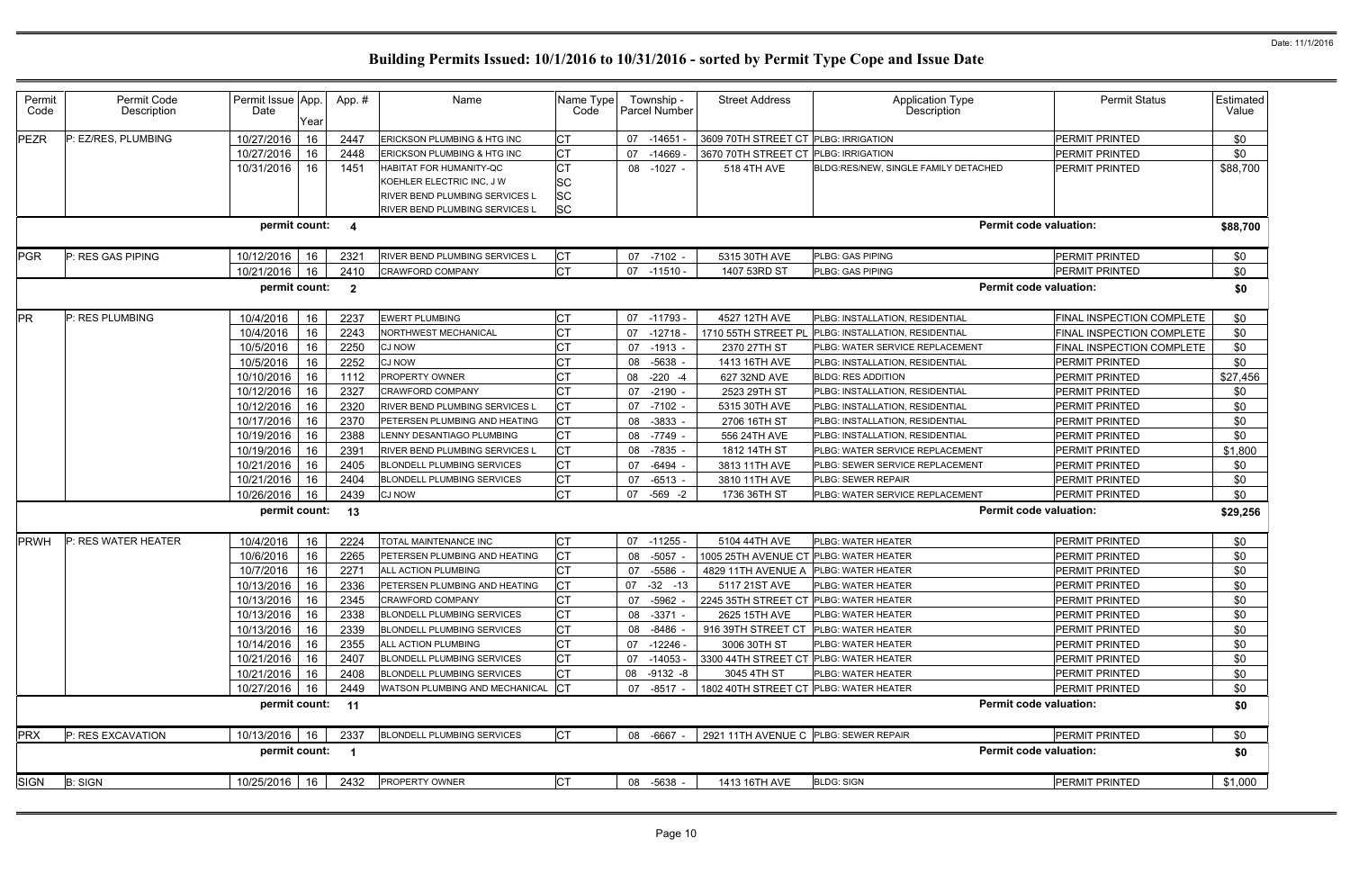# Building Permits Issued: 10/1/2016 to 10/31/2016 - sorted by Permit Type Cope and Issue Date

Date: 11/1/2016

| Permit Code | Permit Code Description | Permit Issue Date | App. Year | App. # | Name | Name Type Code | Township - Parcel Number | Street Address | Application Type Description | Permit Status | Estimated Value |
|---|---|---|---|---|---|---|---|---|---|---|---|
| PEZR | P: EZ/RES, PLUMBING | 10/27/2016 | 16 | 2447 | ERICKSON PLUMBING & HTG INC | CT | 07 -14651 - | 3609 70TH STREET CT | PLBG: IRRIGATION | PERMIT PRINTED | $0 |
| | | 10/27/2016 | 16 | 2448 | ERICKSON PLUMBING & HTG INC | CT | 07 -14669 - | 3670 70TH STREET CT | PLBG: IRRIGATION | PERMIT PRINTED | $0 |
| | | 10/31/2016 | 16 | 1451 | HABITAT FOR HUMANITY-QC | CT | 08 -1027 - | 518 4TH AVE | BLDG:RES/NEW, SINGLE FAMILY DETACHED | PERMIT PRINTED | $88,700 |
| | | | | | KOEHLER ELECTRIC INC, J W | SC | | | | | |
| | | | | | RIVER BEND PLUMBING SERVICES L | SC | | | | | |
| | | | | | RIVER BEND PLUMBING SERVICES L | SC | | | | | |
| | | permit count: | | 4 | | | | | Permit code valuation: | | $88,700 |
| PGR | P: RES GAS PIPING | 10/12/2016 | 16 | 2321 | RIVER BEND PLUMBING SERVICES L | CT | 07 -7102 - | 5315 30TH AVE | PLBG: GAS PIPING | PERMIT PRINTED | $0 |
| | | 10/21/2016 | 16 | 2410 | CRAWFORD COMPANY | CT | 07 -11510 - | 1407 53RD ST | PLBG: GAS PIPING | PERMIT PRINTED | $0 |
| | | permit count: | | 2 | | | | | Permit code valuation: | | $0 |
| PR | P: RES PLUMBING | 10/4/2016 | 16 | 2237 | EWERT PLUMBING | CT | 07 -11793 - | 4527 12TH AVE | PLBG: INSTALLATION, RESIDENTIAL | FINAL INSPECTION COMPLETE | $0 |
| | | 10/4/2016 | 16 | 2243 | NORTHWEST MECHANICAL | CT | 07 -12718 - | 1710 55TH STREET PL | PLBG: INSTALLATION, RESIDENTIAL | FINAL INSPECTION COMPLETE | $0 |
| | | 10/5/2016 | 16 | 2250 | CJ NOW | CT | 07 -1913 - | 2370 27TH ST | PLBG: WATER SERVICE REPLACEMENT | FINAL INSPECTION COMPLETE | $0 |
| | | 10/5/2016 | 16 | 2252 | CJ NOW | CT | 08 -5638 - | 1413 16TH AVE | PLBG: INSTALLATION, RESIDENTIAL | PERMIT PRINTED | $0 |
| | | 10/10/2016 | 16 | 1112 | PROPERTY OWNER | CT | 08 -220 -4 | 627 32ND AVE | BLDG: RES ADDITION | PERMIT PRINTED | $27,456 |
| | | 10/12/2016 | 16 | 2327 | CRAWFORD COMPANY | CT | 07 -2190 - | 2523 29TH ST | PLBG: INSTALLATION, RESIDENTIAL | PERMIT PRINTED | $0 |
| | | 10/12/2016 | 16 | 2320 | RIVER BEND PLUMBING SERVICES L | CT | 07 -7102 - | 5315 30TH AVE | PLBG: INSTALLATION, RESIDENTIAL | PERMIT PRINTED | $0 |
| | | 10/17/2016 | 16 | 2370 | PETERSEN PLUMBING AND HEATING | CT | 08 -3833 - | 2706 16TH ST | PLBG: INSTALLATION, RESIDENTIAL | PERMIT PRINTED | $0 |
| | | 10/19/2016 | 16 | 2388 | LENNY DESANTIAGO PLUMBING | CT | 08 -7749 - | 556 24TH AVE | PLBG: INSTALLATION, RESIDENTIAL | PERMIT PRINTED | $0 |
| | | 10/19/2016 | 16 | 2391 | RIVER BEND PLUMBING SERVICES L | CT | 08 -7835 - | 1812 14TH ST | PLBG: WATER SERVICE REPLACEMENT | PERMIT PRINTED | $1,800 |
| | | 10/21/2016 | 16 | 2405 | BLONDELL PLUMBING SERVICES | CT | 07 -6494 - | 3813 11TH AVE | PLBG: SEWER SERVICE REPLACEMENT | PERMIT PRINTED | $0 |
| | | 10/21/2016 | 16 | 2404 | BLONDELL PLUMBING SERVICES | CT | 07 -6513 - | 3810 11TH AVE | PLBG: SEWER REPAIR | PERMIT PRINTED | $0 |
| | | 10/26/2016 | 16 | 2439 | CJ NOW | CT | 07 -569 -2 | 1736 36TH ST | PLBG: WATER SERVICE REPLACEMENT | PERMIT PRINTED | $0 |
| | | permit count: | | 13 | | | | | Permit code valuation: | | $29,256 |
| PRWH | P: RES WATER HEATER | 10/4/2016 | 16 | 2224 | TOTAL MAINTENANCE INC | CT | 07 -11255 - | 5104 44TH AVE | PLBG: WATER HEATER | PERMIT PRINTED | $0 |
| | | 10/6/2016 | 16 | 2265 | PETERSEN PLUMBING AND HEATING | CT | 08 -5057 - | 1005 25TH AVENUE CT | PLBG: WATER HEATER | PERMIT PRINTED | $0 |
| | | 10/7/2016 | 16 | 2271 | ALL ACTION PLUMBING | CT | 07 -5586 - | 4829 11TH AVENUE A | PLBG: WATER HEATER | PERMIT PRINTED | $0 |
| | | 10/13/2016 | 16 | 2336 | PETERSEN PLUMBING AND HEATING | CT | 07 -32 -13 | 5117 21ST AVE | PLBG: WATER HEATER | PERMIT PRINTED | $0 |
| | | 10/13/2016 | 16 | 2345 | CRAWFORD COMPANY | CT | 07 -5962 - | 2245 35TH STREET CT | PLBG: WATER HEATER | PERMIT PRINTED | $0 |
| | | 10/13/2016 | 16 | 2338 | BLONDELL PLUMBING SERVICES | CT | 08 -3371 - | 2625 15TH AVE | PLBG: WATER HEATER | PERMIT PRINTED | $0 |
| | | 10/13/2016 | 16 | 2339 | BLONDELL PLUMBING SERVICES | CT | 08 -8486 - | 916 39TH STREET CT | PLBG: WATER HEATER | PERMIT PRINTED | $0 |
| | | 10/14/2016 | 16 | 2355 | ALL ACTION PLUMBING | CT | 07 -12246 - | 3006 30TH ST | PLBG: WATER HEATER | PERMIT PRINTED | $0 |
| | | 10/21/2016 | 16 | 2407 | BLONDELL PLUMBING SERVICES | CT | 07 -14053 - | 3300 44TH STREET CT | PLBG: WATER HEATER | PERMIT PRINTED | $0 |
| | | 10/21/2016 | 16 | 2408 | BLONDELL PLUMBING SERVICES | CT | 08 -9132 -8 | 3045 4TH ST | PLBG: WATER HEATER | PERMIT PRINTED | $0 |
| | | 10/27/2016 | 16 | 2449 | WATSON PLUMBING AND MECHANICAL | CT | 07 -8517 - | 1802 40TH STREET CT | PLBG: WATER HEATER | PERMIT PRINTED | $0 |
| | | permit count: | | 11 | | | | | Permit code valuation: | | $0 |
| PRX | P: RES EXCAVATION | 10/13/2016 | 16 | 2337 | BLONDELL PLUMBING SERVICES | CT | 08 -6667 - | 2921 11TH AVENUE C | PLBG: SEWER REPAIR | PERMIT PRINTED | $0 |
| | | permit count: | | 1 | | | | | Permit code valuation: | | $0 |
| SIGN | B: SIGN | 10/25/2016 | 16 | 2432 | PROPERTY OWNER | CT | 08 -5638 - | 1413 16TH AVE | BLDG: SIGN | PERMIT PRINTED | $1,000 |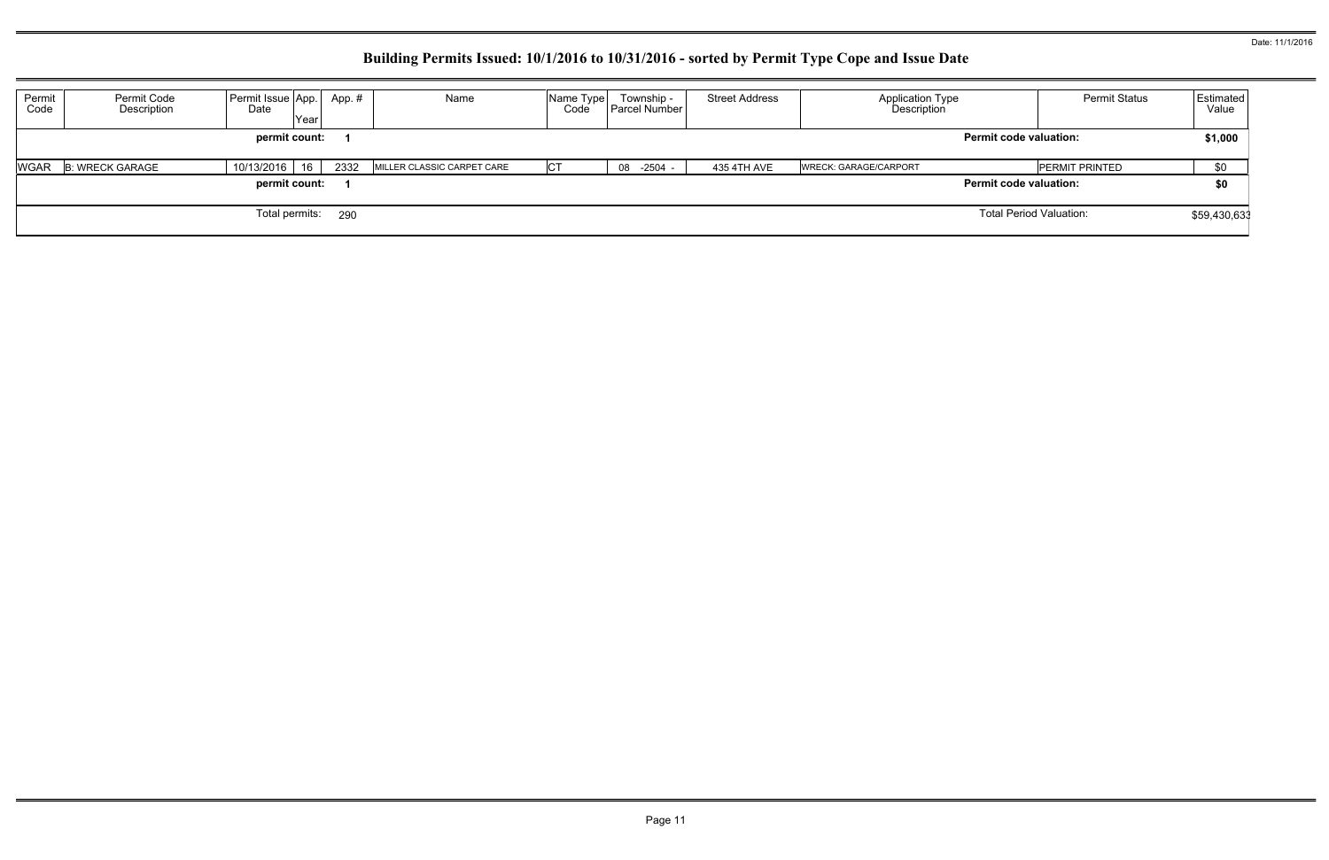# Building Permits Issued: 10/1/2016 to 10/31/2016 - sorted by Permit Type Cope and Issue Date

| Permit Code | Permit Code Description | Permit Issue Date | App. Year | App. # | Name | Name Type Code | Township - Parcel Number | Street Address | Application Type Description | Permit Status | Estimated Value |
|---|---|---|---|---|---|---|---|---|---|---|---|
| | | permit count: | | 1 | | | | | Permit code valuation: | | $1,000 |
| WGAR | B: WRECK GARAGE | 10/13/2016 | 16 | 2332 | MILLER CLASSIC CARPET CARE | CT | 08 -2504 - | 435 4TH AVE | WRECK: GARAGE/CARPORT | PERMIT PRINTED | $0 |
| | | permit count: | | 1 | | | | | Permit code valuation: | | $0 |
| | | Total permits: | | 290 | | | | | Total Period Valuation: | | $59,430,633 |